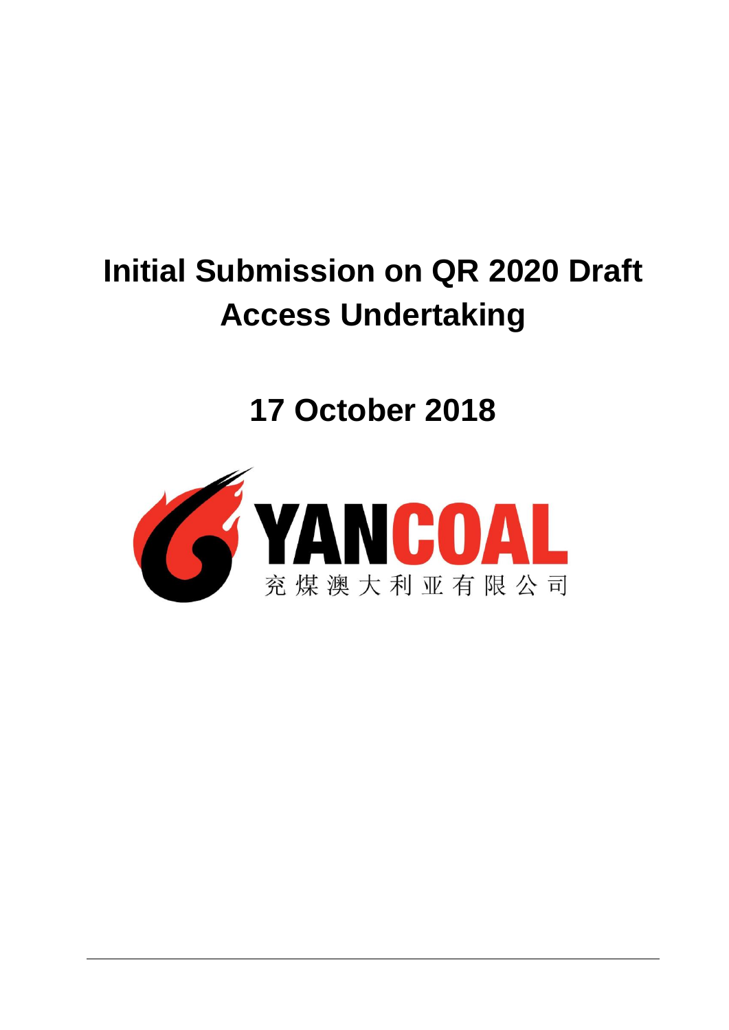# Initial Submission on QR 2020 Draft Access Undertaking

## 17 October 2018

YANCOAL

兖煤澳大利亚有限公司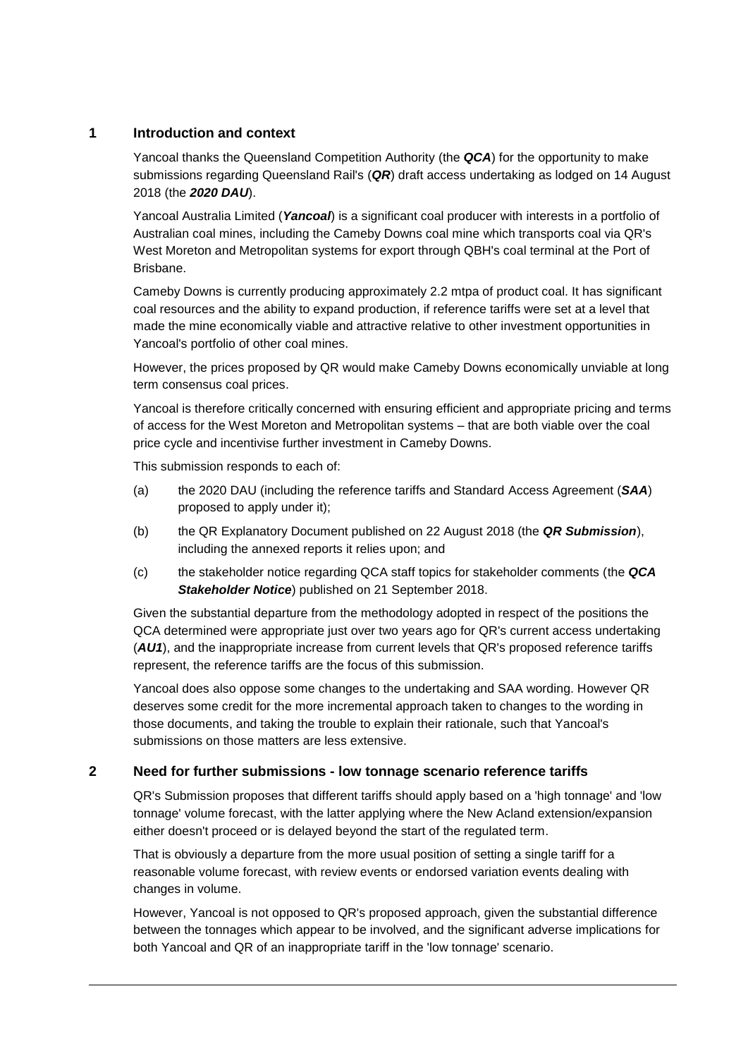## 1 Introduction and context

Yancoal thanks the Queensland Competition Authority (the ***QCA***) for the opportunity to make submissions regarding Queensland Rail's (***QR***) draft access undertaking as lodged on 14 August 2018 (the ***2020 DAU***).

Yancoal Australia Limited (***Yancoal***) is a significant coal producer with interests in a portfolio of Australian coal mines, including the Cameby Downs coal mine which transports coal via QR's West Moreton and Metropolitan systems for export through QBH's coal terminal at the Port of Brisbane.

Cameby Downs is currently producing approximately 2.2 mtpa of product coal. It has significant coal resources and the ability to expand production, if reference tariffs were set at a level that made the mine economically viable and attractive relative to other investment opportunities in Yancoal's portfolio of other coal mines.

However, the prices proposed by QR would make Cameby Downs economically unviable at long term consensus coal prices.

Yancoal is therefore critically concerned with ensuring efficient and appropriate pricing and terms of access for the West Moreton and Metropolitan systems – that are both viable over the coal price cycle and incentivise further investment in Cameby Downs.

This submission responds to each of:

(a) the 2020 DAU (including the reference tariffs and Standard Access Agreement (***SAA***) proposed to apply under it);

(b) the QR Explanatory Document published on 22 August 2018 (the ***QR Submission***), including the annexed reports it relies upon; and

(c) the stakeholder notice regarding QCA staff topics for stakeholder comments (the ***QCA Stakeholder Notice***) published on 21 September 2018.

Given the substantial departure from the methodology adopted in respect of the positions the QCA determined were appropriate just over two years ago for QR's current access undertaking (***AU1***), and the inappropriate increase from current levels that QR's proposed reference tariffs represent, the reference tariffs are the focus of this submission.

Yancoal does also oppose some changes to the undertaking and SAA wording. However QR deserves some credit for the more incremental approach taken to changes to the wording in those documents, and taking the trouble to explain their rationale, such that Yancoal's submissions on those matters are less extensive.

## 2 Need for further submissions - low tonnage scenario reference tariffs

QR's Submission proposes that different tariffs should apply based on a 'high tonnage' and 'low tonnage' volume forecast, with the latter applying where the New Acland extension/expansion either doesn't proceed or is delayed beyond the start of the regulated term.

That is obviously a departure from the more usual position of setting a single tariff for a reasonable volume forecast, with review events or endorsed variation events dealing with changes in volume.

However, Yancoal is not opposed to QR's proposed approach, given the substantial difference between the tonnages which appear to be involved, and the significant adverse implications for both Yancoal and QR of an inappropriate tariff in the 'low tonnage' scenario.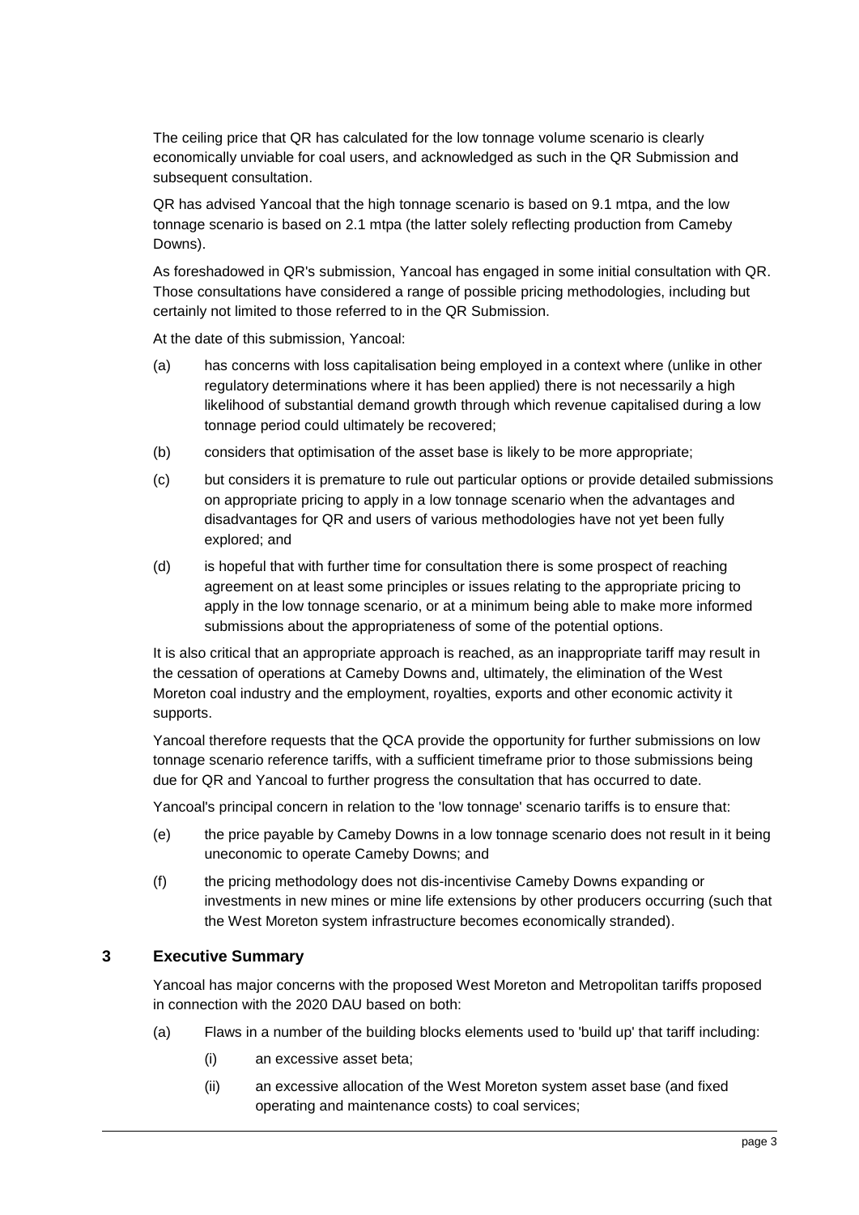The ceiling price that QR has calculated for the low tonnage volume scenario is clearly economically unviable for coal users, and acknowledged as such in the QR Submission and subsequent consultation.

QR has advised Yancoal that the high tonnage scenario is based on 9.1 mtpa, and the low tonnage scenario is based on 2.1 mtpa (the latter solely reflecting production from Cameby Downs).

As foreshadowed in QR's submission, Yancoal has engaged in some initial consultation with QR. Those consultations have considered a range of possible pricing methodologies, including but certainly not limited to those referred to in the QR Submission.

At the date of this submission, Yancoal:

(a) has concerns with loss capitalisation being employed in a context where (unlike in other regulatory determinations where it has been applied) there is not necessarily a high likelihood of substantial demand growth through which revenue capitalised during a low tonnage period could ultimately be recovered;

(b) considers that optimisation of the asset base is likely to be more appropriate;

(c) but considers it is premature to rule out particular options or provide detailed submissions on appropriate pricing to apply in a low tonnage scenario when the advantages and disadvantages for QR and users of various methodologies have not yet been fully explored; and

(d) is hopeful that with further time for consultation there is some prospect of reaching agreement on at least some principles or issues relating to the appropriate pricing to apply in the low tonnage scenario, or at a minimum being able to make more informed submissions about the appropriateness of some of the potential options.

It is also critical that an appropriate approach is reached, as an inappropriate tariff may result in the cessation of operations at Cameby Downs and, ultimately, the elimination of the West Moreton coal industry and the employment, royalties, exports and other economic activity it supports.

Yancoal therefore requests that the QCA provide the opportunity for further submissions on low tonnage scenario reference tariffs, with a sufficient timeframe prior to those submissions being due for QR and Yancoal to further progress the consultation that has occurred to date.

Yancoal's principal concern in relation to the 'low tonnage' scenario tariffs is to ensure that:

(e) the price payable by Cameby Downs in a low tonnage scenario does not result in it being uneconomic to operate Cameby Downs; and

(f) the pricing methodology does not dis-incentivise Cameby Downs expanding or investments in new mines or mine life extensions by other producers occurring (such that the West Moreton system infrastructure becomes economically stranded).

## 3 Executive Summary

Yancoal has major concerns with the proposed West Moreton and Metropolitan tariffs proposed in connection with the 2020 DAU based on both:

(a) Flaws in a number of the building blocks elements used to 'build up' that tariff including:

  (i) an excessive asset beta;

  (ii) an excessive allocation of the West Moreton system asset base (and fixed operating and maintenance costs) to coal services;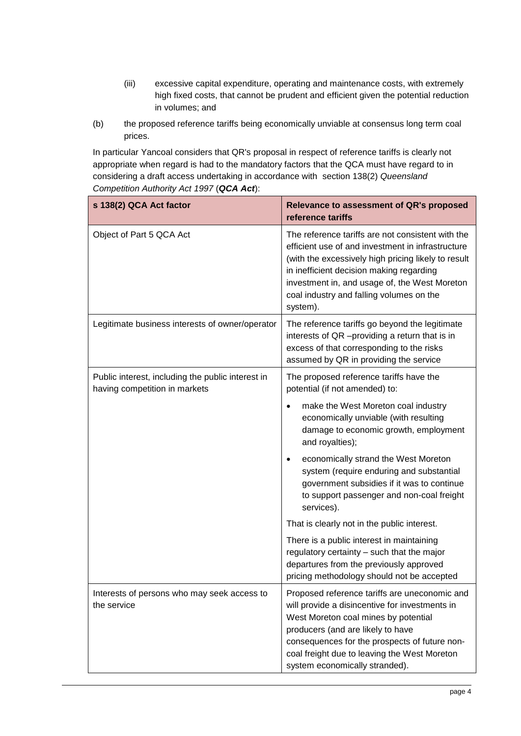(iii) excessive capital expenditure, operating and maintenance costs, with extremely high fixed costs, that cannot be prudent and efficient given the potential reduction in volumes; and

(b) the proposed reference tariffs being economically unviable at consensus long term coal prices.

In particular Yancoal considers that QR's proposal in respect of reference tariffs is clearly not appropriate when regard is had to the mandatory factors that the QCA must have regard to in considering a draft access undertaking in accordance with section 138(2) *Queensland Competition Authority Act 1997* (***QCA Act***):

| s 138(2) QCA Act factor | Relevance to assessment of QR's proposed reference tariffs |
|---|---|
| Object of Part 5 QCA Act | The reference tariffs are not consistent with the efficient use of and investment in infrastructure (with the excessively high pricing likely to result in inefficient decision making regarding investment in, and usage of, the West Moreton coal industry and falling volumes on the system). |
| Legitimate business interests of owner/operator | The reference tariffs go beyond the legitimate interests of QR –providing a return that is in excess of that corresponding to the risks assumed by QR in providing the service |
| Public interest, including the public interest in having competition in markets | The proposed reference tariffs have the potential (if not amended) to:<br>• make the West Moreton coal industry economically unviable (with resulting damage to economic growth, employment and royalties);<br>• economically strand the West Moreton system (require enduring and substantial government subsidies if it was to continue to support passenger and non-coal freight services).<br>That is clearly not in the public interest.<br>There is a public interest in maintaining regulatory certainty – such that the major departures from the previously approved pricing methodology should not be accepted |
| Interests of persons who may seek access to the service | Proposed reference tariffs are uneconomic and will provide a disincentive for investments in West Moreton coal mines by potential producers (and are likely to have consequences for the prospects of future non-coal freight due to leaving the West Moreton system economically stranded). |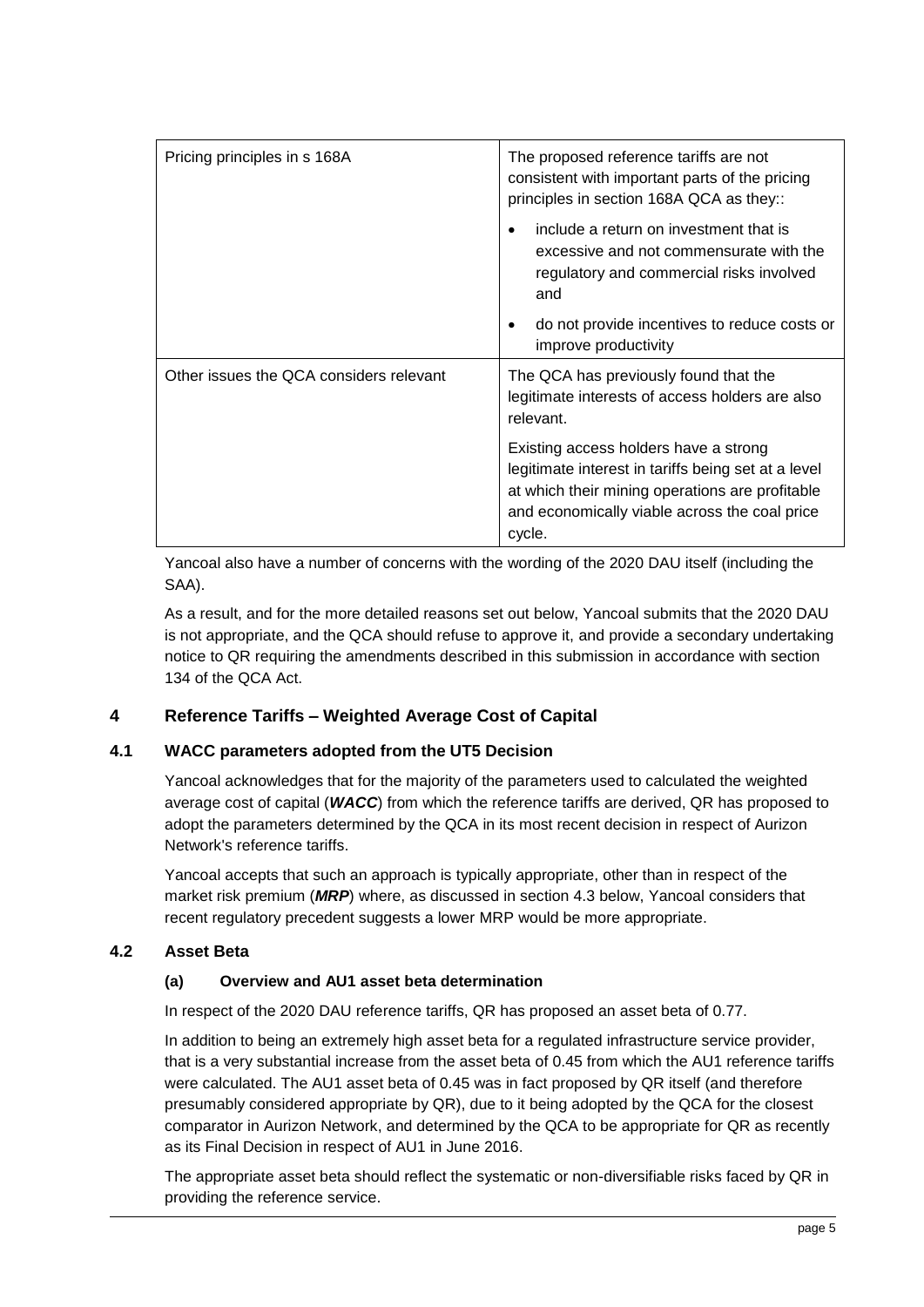| Pricing principles in s 168A | The proposed reference tariffs are not consistent with important parts of the pricing principles in section 168A QCA as they::<br>• include a return on investment that is excessive and not commensurate with the regulatory and commercial risks involved and<br>• do not provide incentives to reduce costs or improve productivity |
|---|---|
| Other issues the QCA considers relevant | The QCA has previously found that the legitimate interests of access holders are also relevant.<br><br>Existing access holders have a strong legitimate interest in tariffs being set at a level at which their mining operations are profitable and economically viable across the coal price cycle. |

Yancoal also have a number of concerns with the wording of the 2020 DAU itself (including the SAA).

As a result, and for the more detailed reasons set out below, Yancoal submits that the 2020 DAU is not appropriate, and the QCA should refuse to approve it, and provide a secondary undertaking notice to QR requiring the amendments described in this submission in accordance with section 134 of the QCA Act.

## 4 Reference Tariffs – Weighted Average Cost of Capital

### 4.1 WACC parameters adopted from the UT5 Decision

Yancoal acknowledges that for the majority of the parameters used to calculated the weighted average cost of capital (***WACC***) from which the reference tariffs are derived, QR has proposed to adopt the parameters determined by the QCA in its most recent decision in respect of Aurizon Network's reference tariffs.

Yancoal accepts that such an approach is typically appropriate, other than in respect of the market risk premium (***MRP***) where, as discussed in section 4.3 below, Yancoal considers that recent regulatory precedent suggests a lower MRP would be more appropriate.

### 4.2 Asset Beta

#### (a) Overview and AU1 asset beta determination

In respect of the 2020 DAU reference tariffs, QR has proposed an asset beta of 0.77.

In addition to being an extremely high asset beta for a regulated infrastructure service provider, that is a very substantial increase from the asset beta of 0.45 from which the AU1 reference tariffs were calculated. The AU1 asset beta of 0.45 was in fact proposed by QR itself (and therefore presumably considered appropriate by QR), due to it being adopted by the QCA for the closest comparator in Aurizon Network, and determined by the QCA to be appropriate for QR as recently as its Final Decision in respect of AU1 in June 2016.

The appropriate asset beta should reflect the systematic or non-diversifiable risks faced by QR in providing the reference service.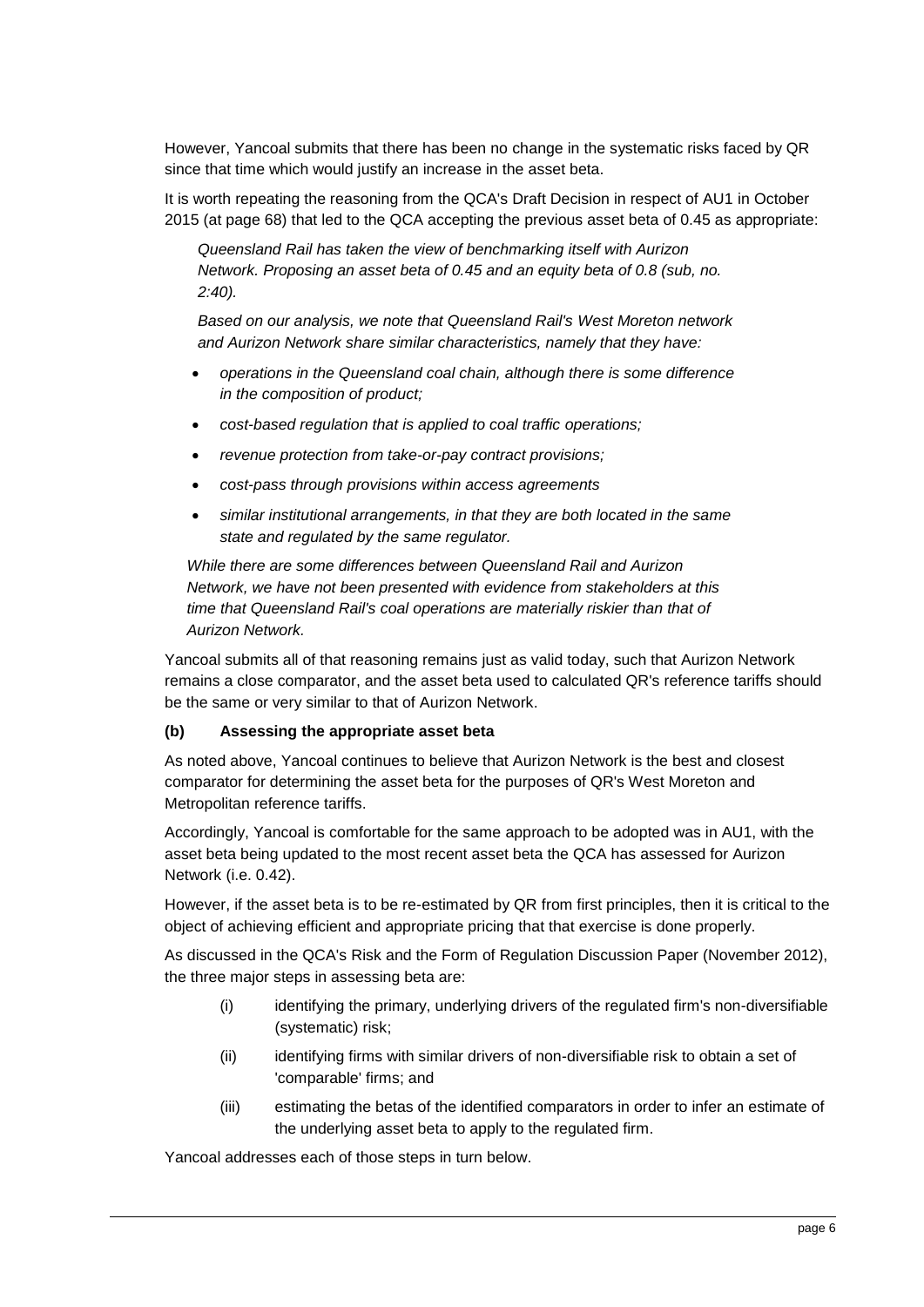However, Yancoal submits that there has been no change in the systematic risks faced by QR since that time which would justify an increase in the asset beta.

It is worth repeating the reasoning from the QCA's Draft Decision in respect of AU1 in October 2015 (at page 68) that led to the QCA accepting the previous asset beta of 0.45 as appropriate:

> *Queensland Rail has taken the view of benchmarking itself with Aurizon Network. Proposing an asset beta of 0.45 and an equity beta of 0.8 (sub, no. 2:40).*
>
> *Based on our analysis, we note that Queensland Rail's West Moreton network and Aurizon Network share similar characteristics, namely that they have:*
>
> - *operations in the Queensland coal chain, although there is some difference in the composition of product;*
> - *cost-based regulation that is applied to coal traffic operations;*
> - *revenue protection from take-or-pay contract provisions;*
> - *cost-pass through provisions within access agreements*
> - *similar institutional arrangements, in that they are both located in the same state and regulated by the same regulator.*
>
> *While there are some differences between Queensland Rail and Aurizon Network, we have not been presented with evidence from stakeholders at this time that Queensland Rail's coal operations are materially riskier than that of Aurizon Network.*

Yancoal submits all of that reasoning remains just as valid today, such that Aurizon Network remains a close comparator, and the asset beta used to calculated QR's reference tariffs should be the same or very similar to that of Aurizon Network.

**(b) Assessing the appropriate asset beta**

As noted above, Yancoal continues to believe that Aurizon Network is the best and closest comparator for determining the asset beta for the purposes of QR's West Moreton and Metropolitan reference tariffs.

Accordingly, Yancoal is comfortable for the same approach to be adopted was in AU1, with the asset beta being updated to the most recent asset beta the QCA has assessed for Aurizon Network (i.e. 0.42).

However, if the asset beta is to be re-estimated by QR from first principles, then it is critical to the object of achieving efficient and appropriate pricing that that exercise is done properly.

As discussed in the QCA's Risk and the Form of Regulation Discussion Paper (November 2012), the three major steps in assessing beta are:

(i) identifying the primary, underlying drivers of the regulated firm's non-diversifiable (systematic) risk;

(ii) identifying firms with similar drivers of non-diversifiable risk to obtain a set of 'comparable' firms; and

(iii) estimating the betas of the identified comparators in order to infer an estimate of the underlying asset beta to apply to the regulated firm.

Yancoal addresses each of those steps in turn below.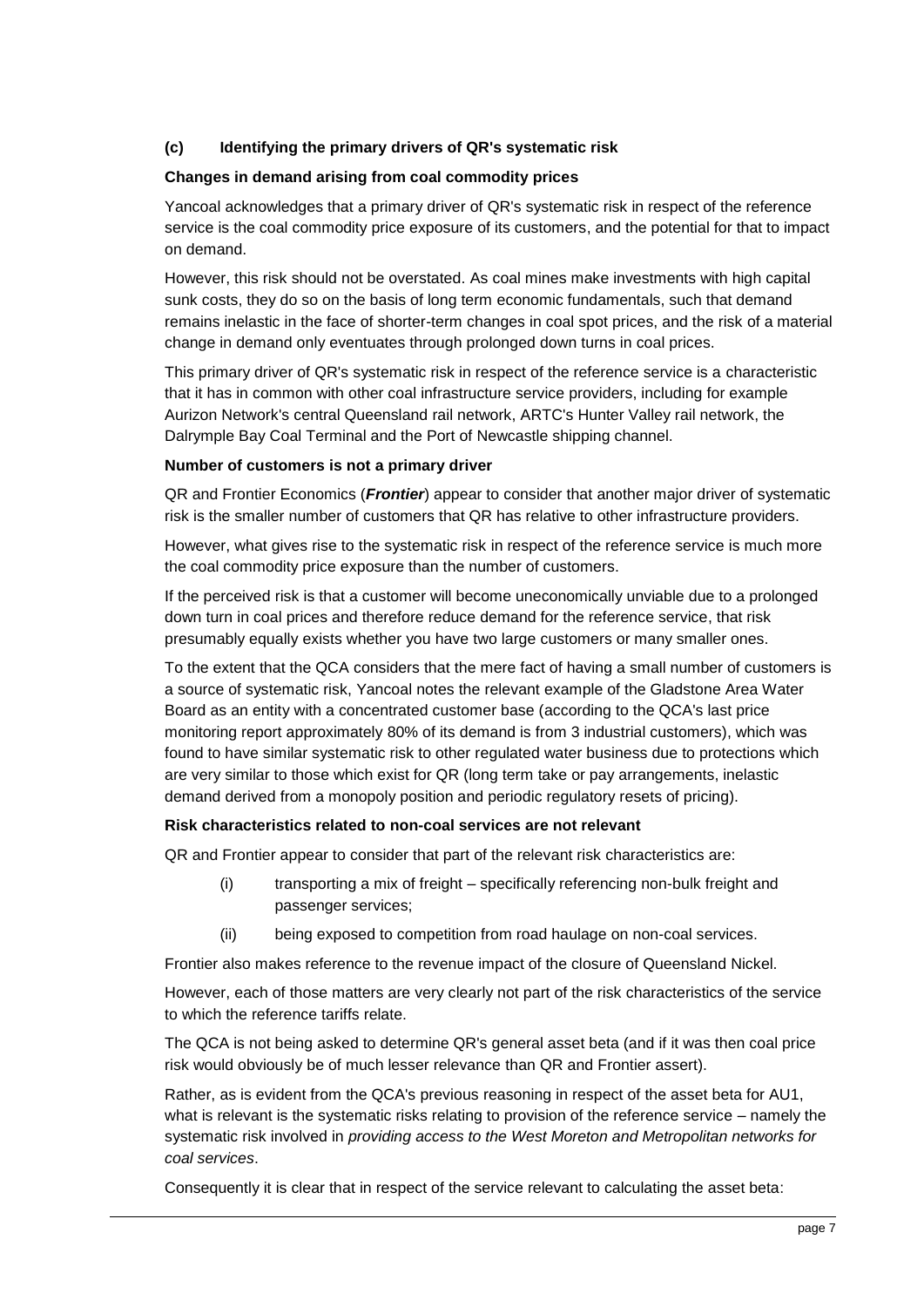### (c) Identifying the primary drivers of QR's systematic risk

**Changes in demand arising from coal commodity prices**

Yancoal acknowledges that a primary driver of QR's systematic risk in respect of the reference service is the coal commodity price exposure of its customers, and the potential for that to impact on demand.

However, this risk should not be overstated. As coal mines make investments with high capital sunk costs, they do so on the basis of long term economic fundamentals, such that demand remains inelastic in the face of shorter-term changes in coal spot prices, and the risk of a material change in demand only eventuates through prolonged down turns in coal prices.

This primary driver of QR's systematic risk in respect of the reference service is a characteristic that it has in common with other coal infrastructure service providers, including for example Aurizon Network's central Queensland rail network, ARTC's Hunter Valley rail network, the Dalrymple Bay Coal Terminal and the Port of Newcastle shipping channel.

**Number of customers is not a primary driver**

QR and Frontier Economics (***Frontier***) appear to consider that another major driver of systematic risk is the smaller number of customers that QR has relative to other infrastructure providers.

However, what gives rise to the systematic risk in respect of the reference service is much more the coal commodity price exposure than the number of customers.

If the perceived risk is that a customer will become uneconomically unviable due to a prolonged down turn in coal prices and therefore reduce demand for the reference service, that risk presumably equally exists whether you have two large customers or many smaller ones.

To the extent that the QCA considers that the mere fact of having a small number of customers is a source of systematic risk, Yancoal notes the relevant example of the Gladstone Area Water Board as an entity with a concentrated customer base (according to the QCA's last price monitoring report approximately 80% of its demand is from 3 industrial customers), which was found to have similar systematic risk to other regulated water business due to protections which are very similar to those which exist for QR (long term take or pay arrangements, inelastic demand derived from a monopoly position and periodic regulatory resets of pricing).

**Risk characteristics related to non-coal services are not relevant**

QR and Frontier appear to consider that part of the relevant risk characteristics are:

(i) transporting a mix of freight – specifically referencing non-bulk freight and passenger services;

(ii) being exposed to competition from road haulage on non-coal services.

Frontier also makes reference to the revenue impact of the closure of Queensland Nickel.

However, each of those matters are very clearly not part of the risk characteristics of the service to which the reference tariffs relate.

The QCA is not being asked to determine QR's general asset beta (and if it was then coal price risk would obviously be of much lesser relevance than QR and Frontier assert).

Rather, as is evident from the QCA's previous reasoning in respect of the asset beta for AU1, what is relevant is the systematic risks relating to provision of the reference service – namely the systematic risk involved in *providing access to the West Moreton and Metropolitan networks for coal services*.

Consequently it is clear that in respect of the service relevant to calculating the asset beta: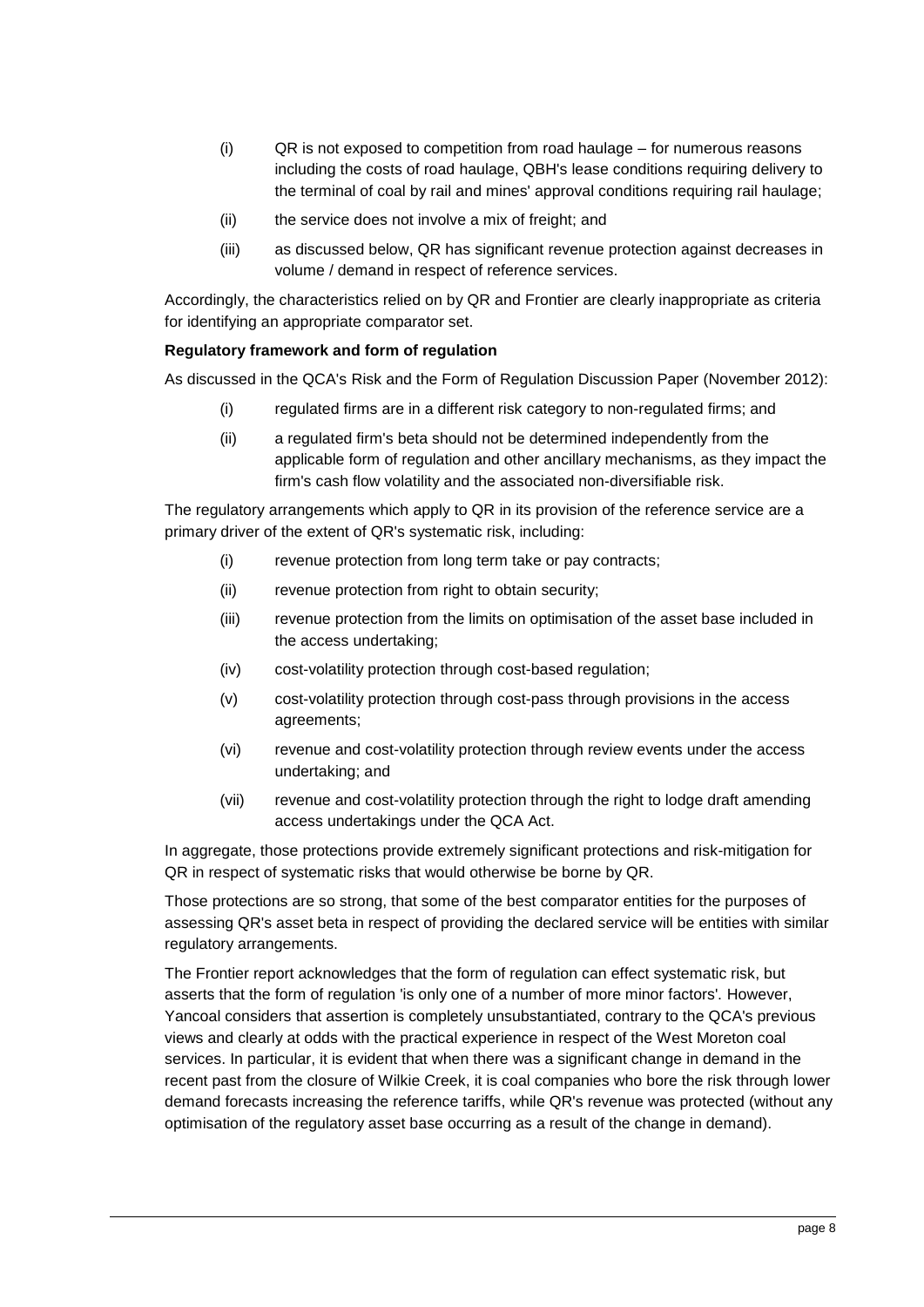(i) QR is not exposed to competition from road haulage – for numerous reasons including the costs of road haulage, QBH's lease conditions requiring delivery to the terminal of coal by rail and mines' approval conditions requiring rail haulage;

(ii) the service does not involve a mix of freight; and

(iii) as discussed below, QR has significant revenue protection against decreases in volume / demand in respect of reference services.

Accordingly, the characteristics relied on by QR and Frontier are clearly inappropriate as criteria for identifying an appropriate comparator set.

**Regulatory framework and form of regulation**

As discussed in the QCA's Risk and the Form of Regulation Discussion Paper (November 2012):

(i) regulated firms are in a different risk category to non-regulated firms; and

(ii) a regulated firm's beta should not be determined independently from the applicable form of regulation and other ancillary mechanisms, as they impact the firm's cash flow volatility and the associated non-diversifiable risk.

The regulatory arrangements which apply to QR in its provision of the reference service are a primary driver of the extent of QR's systematic risk, including:

(i) revenue protection from long term take or pay contracts;

(ii) revenue protection from right to obtain security;

(iii) revenue protection from the limits on optimisation of the asset base included in the access undertaking;

(iv) cost-volatility protection through cost-based regulation;

(v) cost-volatility protection through cost-pass through provisions in the access agreements;

(vi) revenue and cost-volatility protection through review events under the access undertaking; and

(vii) revenue and cost-volatility protection through the right to lodge draft amending access undertakings under the QCA Act.

In aggregate, those protections provide extremely significant protections and risk-mitigation for QR in respect of systematic risks that would otherwise be borne by QR.

Those protections are so strong, that some of the best comparator entities for the purposes of assessing QR's asset beta in respect of providing the declared service will be entities with similar regulatory arrangements.

The Frontier report acknowledges that the form of regulation can effect systematic risk, but asserts that the form of regulation 'is only one of a number of more minor factors'. However, Yancoal considers that assertion is completely unsubstantiated, contrary to the QCA's previous views and clearly at odds with the practical experience in respect of the West Moreton coal services. In particular, it is evident that when there was a significant change in demand in the recent past from the closure of Wilkie Creek, it is coal companies who bore the risk through lower demand forecasts increasing the reference tariffs, while QR's revenue was protected (without any optimisation of the regulatory asset base occurring as a result of the change in demand).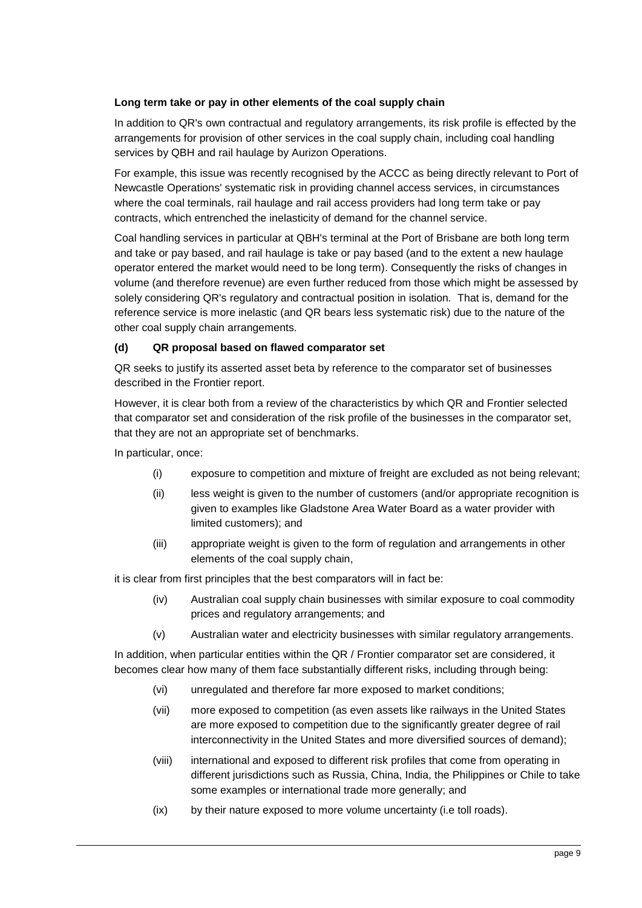**Long term take or pay in other elements of the coal supply chain**

In addition to QR's own contractual and regulatory arrangements, its risk profile is effected by the arrangements for provision of other services in the coal supply chain, including coal handling services by QBH and rail haulage by Aurizon Operations.

For example, this issue was recently recognised by the ACCC as being directly relevant to Port of Newcastle Operations' systematic risk in providing channel access services, in circumstances where the coal terminals, rail haulage and rail access providers had long term take or pay contracts, which entrenched the inelasticity of demand for the channel service.

Coal handling services in particular at QBH's terminal at the Port of Brisbane are both long term and take or pay based, and rail haulage is take or pay based (and to the extent a new haulage operator entered the market would need to be long term). Consequently the risks of changes in volume (and therefore revenue) are even further reduced from those which might be assessed by solely considering QR's regulatory and contractual position in isolation. That is, demand for the reference service is more inelastic (and QR bears less systematic risk) due to the nature of the other coal supply chain arrangements.

**(d) QR proposal based on flawed comparator set**

QR seeks to justify its asserted asset beta by reference to the comparator set of businesses described in the Frontier report.

However, it is clear both from a review of the characteristics by which QR and Frontier selected that comparator set and consideration of the risk profile of the businesses in the comparator set, that they are not an appropriate set of benchmarks.

In particular, once:

(i) exposure to competition and mixture of freight are excluded as not being relevant;

(ii) less weight is given to the number of customers (and/or appropriate recognition is given to examples like Gladstone Area Water Board as a water provider with limited customers); and

(iii) appropriate weight is given to the form of regulation and arrangements in other elements of the coal supply chain,

it is clear from first principles that the best comparators will in fact be:

(iv) Australian coal supply chain businesses with similar exposure to coal commodity prices and regulatory arrangements; and

(v) Australian water and electricity businesses with similar regulatory arrangements.

In addition, when particular entities within the QR / Frontier comparator set are considered, it becomes clear how many of them face substantially different risks, including through being:

(vi) unregulated and therefore far more exposed to market conditions;

(vii) more exposed to competition (as even assets like railways in the United States are more exposed to competition due to the significantly greater degree of rail interconnectivity in the United States and more diversified sources of demand);

(viii) international and exposed to different risk profiles that come from operating in different jurisdictions such as Russia, China, India, the Philippines or Chile to take some examples or international trade more generally; and

(ix) by their nature exposed to more volume uncertainty (i.e toll roads).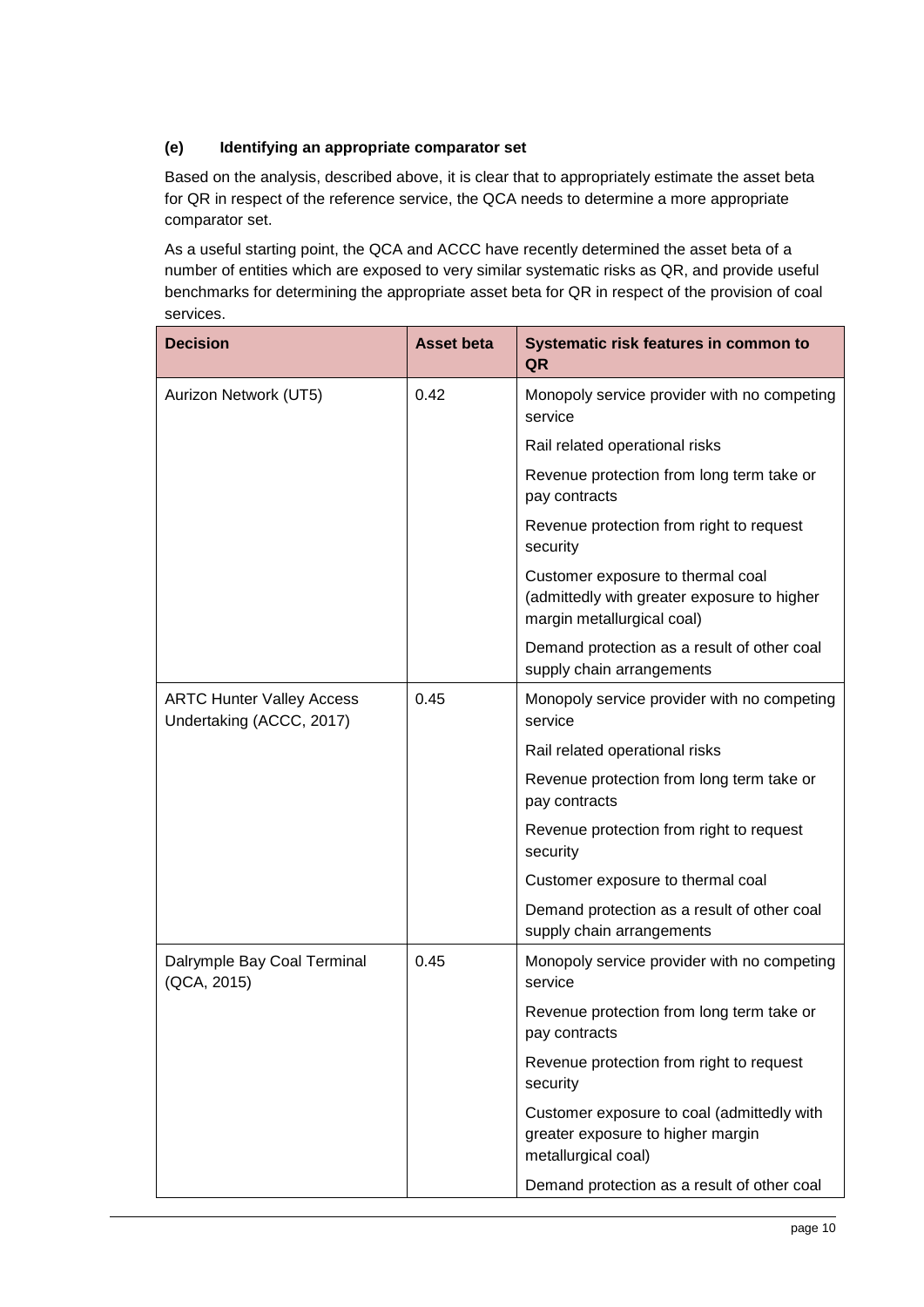#### (e) Identifying an appropriate comparator set

Based on the analysis, described above, it is clear that to appropriately estimate the asset beta for QR in respect of the reference service, the QCA needs to determine a more appropriate comparator set.

As a useful starting point, the QCA and ACCC have recently determined the asset beta of a number of entities which are exposed to very similar systematic risks as QR, and provide useful benchmarks for determining the appropriate asset beta for QR in respect of the provision of coal services.

| Decision | Asset beta | Systematic risk features in common to QR |
|---|---|---|
| Aurizon Network (UT5) | 0.42 | Monopoly service provider with no competing service |
| | | Rail related operational risks |
| | | Revenue protection from long term take or pay contracts |
| | | Revenue protection from right to request security |
| | | Customer exposure to thermal coal (admittedly with greater exposure to higher margin metallurgical coal) |
| | | Demand protection as a result of other coal supply chain arrangements |
| ARTC Hunter Valley Access Undertaking (ACCC, 2017) | 0.45 | Monopoly service provider with no competing service |
| | | Rail related operational risks |
| | | Revenue protection from long term take or pay contracts |
| | | Revenue protection from right to request security |
| | | Customer exposure to thermal coal |
| | | Demand protection as a result of other coal supply chain arrangements |
| Dalrymple Bay Coal Terminal (QCA, 2015) | 0.45 | Monopoly service provider with no competing service |
| | | Revenue protection from long term take or pay contracts |
| | | Revenue protection from right to request security |
| | | Customer exposure to coal (admittedly with greater exposure to higher margin metallurgical coal) |
| | | Demand protection as a result of other coal |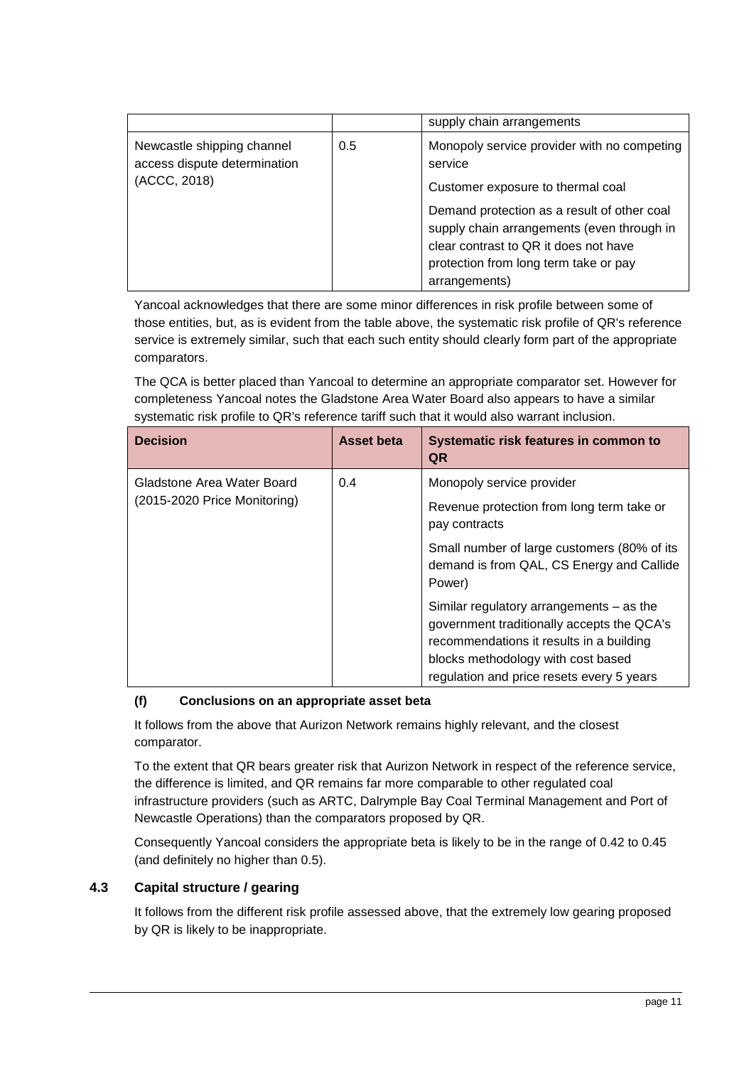| | | supply chain arrangements |
|---|---|---|
| Newcastle shipping channel access dispute determination (ACCC, 2018) | 0.5 | Monopoly service provider with no competing service<br><br>Customer exposure to thermal coal<br><br>Demand protection as a result of other coal supply chain arrangements (even through in clear contrast to QR it does not have protection from long term take or pay arrangements) |

Yancoal acknowledges that there are some minor differences in risk profile between some of those entities, but, as is evident from the table above, the systematic risk profile of QR's reference service is extremely similar, such that each such entity should clearly form part of the appropriate comparators.

The QCA is better placed than Yancoal to determine an appropriate comparator set. However for completeness Yancoal notes the Gladstone Area Water Board also appears to have a similar systematic risk profile to QR's reference tariff such that it would also warrant inclusion.

| Decision | Asset beta | Systematic risk features in common to QR |
|---|---|---|
| Gladstone Area Water Board (2015-2020 Price Monitoring) | 0.4 | Monopoly service provider<br><br>Revenue protection from long term take or pay contracts<br><br>Small number of large customers (80% of its demand is from QAL, CS Energy and Callide Power)<br><br>Similar regulatory arrangements – as the government traditionally accepts the QCA's recommendations it results in a building blocks methodology with cost based regulation and price resets every 5 years |

**(f) Conclusions on an appropriate asset beta**

It follows from the above that Aurizon Network remains highly relevant, and the closest comparator.

To the extent that QR bears greater risk that Aurizon Network in respect of the reference service, the difference is limited, and QR remains far more comparable to other regulated coal infrastructure providers (such as ARTC, Dalrymple Bay Coal Terminal Management and Port of Newcastle Operations) than the comparators proposed by QR.

Consequently Yancoal considers the appropriate beta is likely to be in the range of 0.42 to 0.45 (and definitely no higher than 0.5).

## 4.3 Capital structure / gearing

It follows from the different risk profile assessed above, that the extremely low gearing proposed by QR is likely to be inappropriate.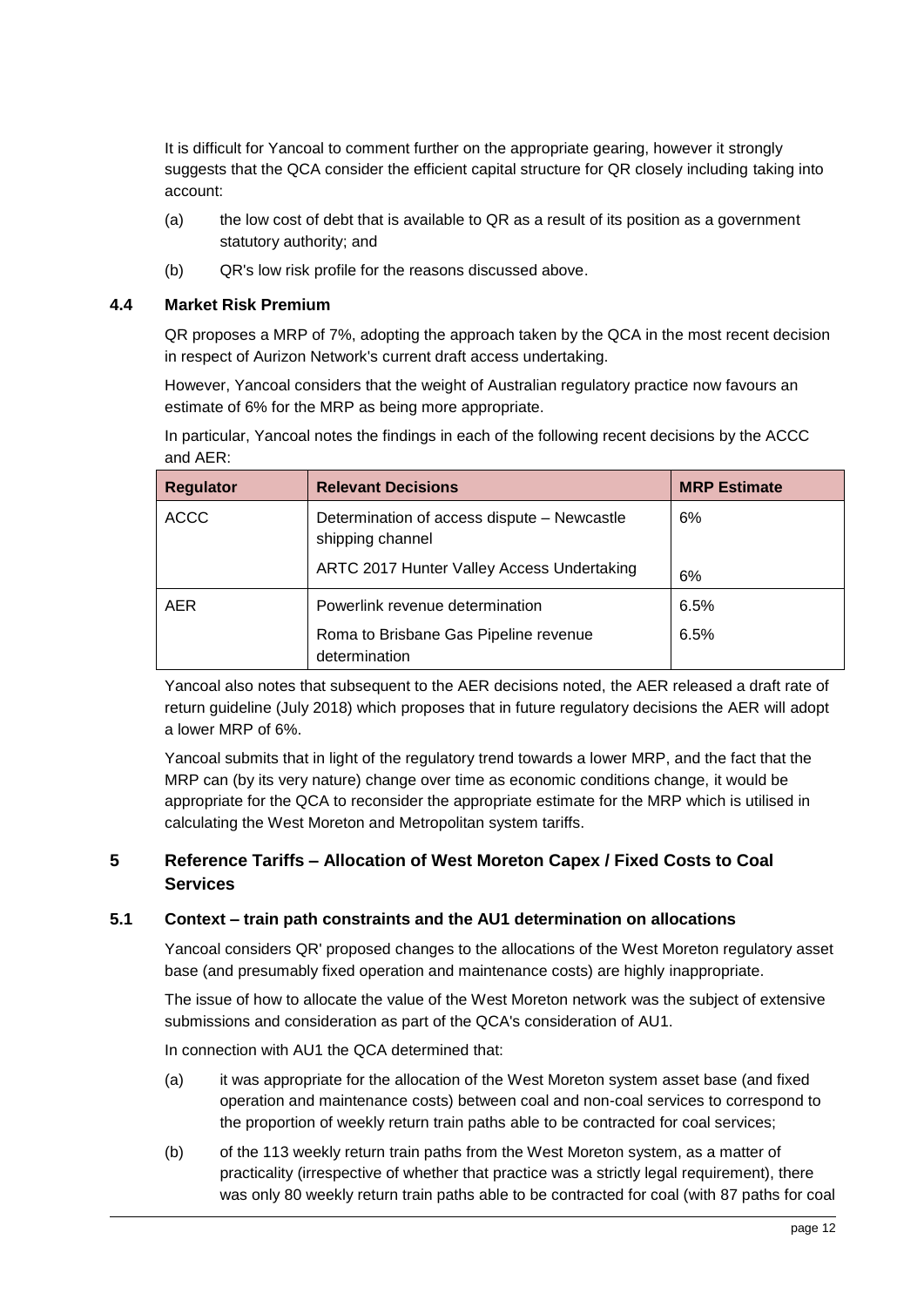It is difficult for Yancoal to comment further on the appropriate gearing, however it strongly suggests that the QCA consider the efficient capital structure for QR closely including taking into account:

(a) the low cost of debt that is available to QR as a result of its position as a government statutory authority; and

(b) QR's low risk profile for the reasons discussed above.

### 4.4 Market Risk Premium

QR proposes a MRP of 7%, adopting the approach taken by the QCA in the most recent decision in respect of Aurizon Network's current draft access undertaking.

However, Yancoal considers that the weight of Australian regulatory practice now favours an estimate of 6% for the MRP as being more appropriate.

In particular, Yancoal notes the findings in each of the following recent decisions by the ACCC and AER:

| Regulator | Relevant Decisions | MRP Estimate |
| --- | --- | --- |
| ACCC | Determination of access dispute – Newcastle shipping channel | 6% |
| | ARTC 2017 Hunter Valley Access Undertaking | 6% |
| AER | Powerlink revenue determination | 6.5% |
| | Roma to Brisbane Gas Pipeline revenue determination | 6.5% |

Yancoal also notes that subsequent to the AER decisions noted, the AER released a draft rate of return guideline (July 2018) which proposes that in future regulatory decisions the AER will adopt a lower MRP of 6%.

Yancoal submits that in light of the regulatory trend towards a lower MRP, and the fact that the MRP can (by its very nature) change over time as economic conditions change, it would be appropriate for the QCA to reconsider the appropriate estimate for the MRP which is utilised in calculating the West Moreton and Metropolitan system tariffs.

## 5 Reference Tariffs – Allocation of West Moreton Capex / Fixed Costs to Coal Services

### 5.1 Context – train path constraints and the AU1 determination on allocations

Yancoal considers QR' proposed changes to the allocations of the West Moreton regulatory asset base (and presumably fixed operation and maintenance costs) are highly inappropriate.

The issue of how to allocate the value of the West Moreton network was the subject of extensive submissions and consideration as part of the QCA's consideration of AU1.

In connection with AU1 the QCA determined that:

(a) it was appropriate for the allocation of the West Moreton system asset base (and fixed operation and maintenance costs) between coal and non-coal services to correspond to the proportion of weekly return train paths able to be contracted for coal services;

(b) of the 113 weekly return train paths from the West Moreton system, as a matter of practicality (irrespective of whether that practice was a strictly legal requirement), there was only 80 weekly return train paths able to be contracted for coal (with 87 paths for coal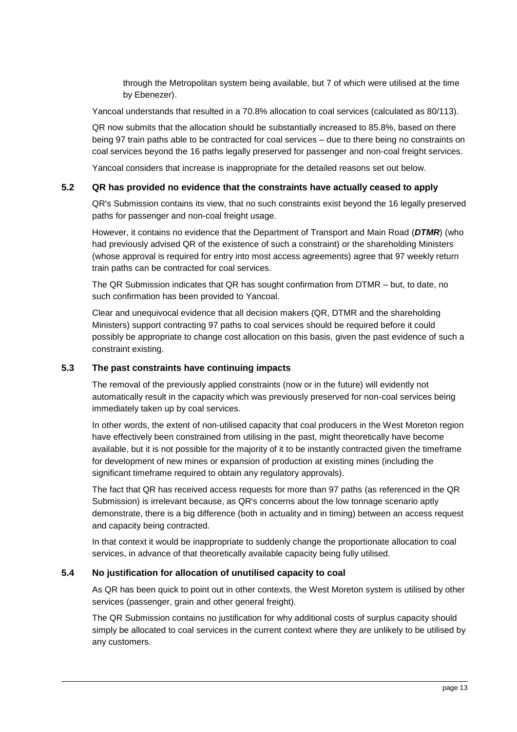through the Metropolitan system being available, but 7 of which were utilised at the time by Ebenezer).

Yancoal understands that resulted in a 70.8% allocation to coal services (calculated as 80/113).

QR now submits that the allocation should be substantially increased to 85.8%, based on there being 97 train paths able to be contracted for coal services – due to there being no constraints on coal services beyond the 16 paths legally preserved for passenger and non-coal freight services.

Yancoal considers that increase is inappropriate for the detailed reasons set out below.

### 5.2 QR has provided no evidence that the constraints have actually ceased to apply

QR's Submission contains its view, that no such constraints exist beyond the 16 legally preserved paths for passenger and non-coal freight usage.

However, it contains no evidence that the Department of Transport and Main Road (***DTMR***) (who had previously advised QR of the existence of such a constraint) or the shareholding Ministers (whose approval is required for entry into most access agreements) agree that 97 weekly return train paths can be contracted for coal services.

The QR Submission indicates that QR has sought confirmation from DTMR – but, to date, no such confirmation has been provided to Yancoal.

Clear and unequivocal evidence that all decision makers (QR, DTMR and the shareholding Ministers) support contracting 97 paths to coal services should be required before it could possibly be appropriate to change cost allocation on this basis, given the past evidence of such a constraint existing.

### 5.3 The past constraints have continuing impacts

The removal of the previously applied constraints (now or in the future) will evidently not automatically result in the capacity which was previously preserved for non-coal services being immediately taken up by coal services.

In other words, the extent of non-utilised capacity that coal producers in the West Moreton region have effectively been constrained from utilising in the past, might theoretically have become available, but it is not possible for the majority of it to be instantly contracted given the timeframe for development of new mines or expansion of production at existing mines (including the significant timeframe required to obtain any regulatory approvals).

The fact that QR has received access requests for more than 97 paths (as referenced in the QR Submission) is irrelevant because, as QR's concerns about the low tonnage scenario aptly demonstrate, there is a big difference (both in actuality and in timing) between an access request and capacity being contracted.

In that context it would be inappropriate to suddenly change the proportionate allocation to coal services, in advance of that theoretically available capacity being fully utilised.

### 5.4 No justification for allocation of unutilised capacity to coal

As QR has been quick to point out in other contexts, the West Moreton system is utilised by other services (passenger, grain and other general freight).

The QR Submission contains no justification for why additional costs of surplus capacity should simply be allocated to coal services in the current context where they are unlikely to be utilised by any customers.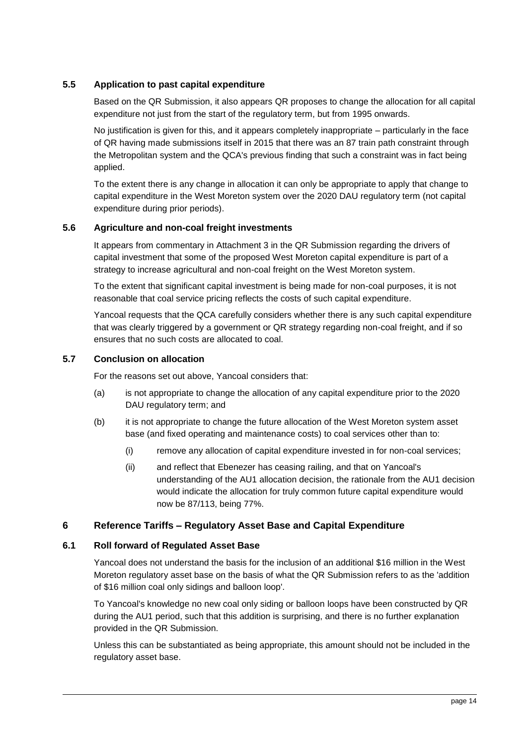### 5.5 Application to past capital expenditure

Based on the QR Submission, it also appears QR proposes to change the allocation for all capital expenditure not just from the start of the regulatory term, but from 1995 onwards.

No justification is given for this, and it appears completely inappropriate – particularly in the face of QR having made submissions itself in 2015 that there was an 87 train path constraint through the Metropolitan system and the QCA's previous finding that such a constraint was in fact being applied.

To the extent there is any change in allocation it can only be appropriate to apply that change to capital expenditure in the West Moreton system over the 2020 DAU regulatory term (not capital expenditure during prior periods).

### 5.6 Agriculture and non-coal freight investments

It appears from commentary in Attachment 3 in the QR Submission regarding the drivers of capital investment that some of the proposed West Moreton capital expenditure is part of a strategy to increase agricultural and non-coal freight on the West Moreton system.

To the extent that significant capital investment is being made for non-coal purposes, it is not reasonable that coal service pricing reflects the costs of such capital expenditure.

Yancoal requests that the QCA carefully considers whether there is any such capital expenditure that was clearly triggered by a government or QR strategy regarding non-coal freight, and if so ensures that no such costs are allocated to coal.

### 5.7 Conclusion on allocation

For the reasons set out above, Yancoal considers that:

(a) is not appropriate to change the allocation of any capital expenditure prior to the 2020 DAU regulatory term; and

(b) it is not appropriate to change the future allocation of the West Moreton system asset base (and fixed operating and maintenance costs) to coal services other than to:

  (i) remove any allocation of capital expenditure invested in for non-coal services;

  (ii) and reflect that Ebenezer has ceasing railing, and that on Yancoal's understanding of the AU1 allocation decision, the rationale from the AU1 decision would indicate the allocation for truly common future capital expenditure would now be 87/113, being 77%.

## 6 Reference Tariffs – Regulatory Asset Base and Capital Expenditure

### 6.1 Roll forward of Regulated Asset Base

Yancoal does not understand the basis for the inclusion of an additional $16 million in the West Moreton regulatory asset base on the basis of what the QR Submission refers to as the 'addition of $16 million coal only sidings and balloon loop'.

To Yancoal's knowledge no new coal only siding or balloon loops have been constructed by QR during the AU1 period, such that this addition is surprising, and there is no further explanation provided in the QR Submission.

Unless this can be substantiated as being appropriate, this amount should not be included in the regulatory asset base.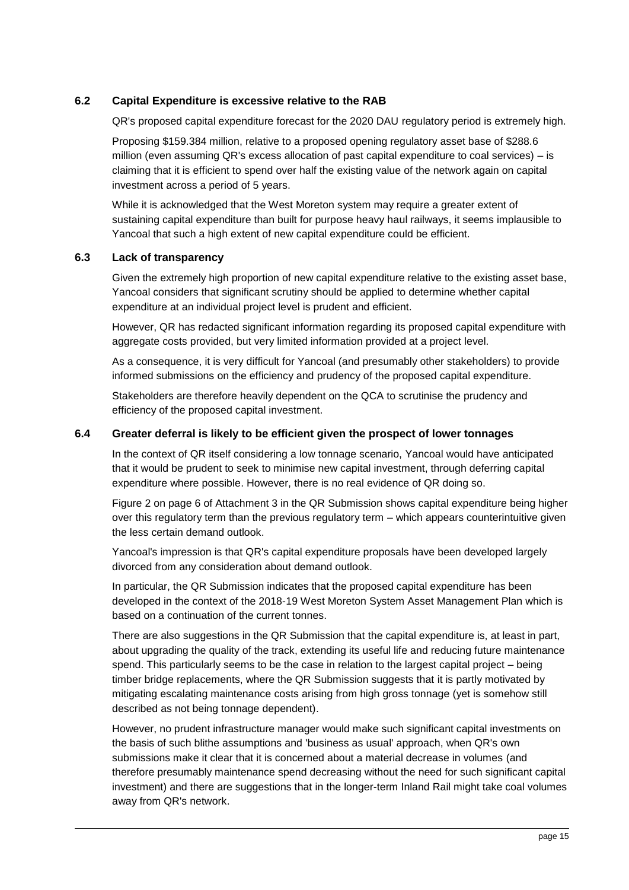### 6.2 Capital Expenditure is excessive relative to the RAB

QR's proposed capital expenditure forecast for the 2020 DAU regulatory period is extremely high.

Proposing $159.384 million, relative to a proposed opening regulatory asset base of $288.6 million (even assuming QR's excess allocation of past capital expenditure to coal services) – is claiming that it is efficient to spend over half the existing value of the network again on capital investment across a period of 5 years.

While it is acknowledged that the West Moreton system may require a greater extent of sustaining capital expenditure than built for purpose heavy haul railways, it seems implausible to Yancoal that such a high extent of new capital expenditure could be efficient.

### 6.3 Lack of transparency

Given the extremely high proportion of new capital expenditure relative to the existing asset base, Yancoal considers that significant scrutiny should be applied to determine whether capital expenditure at an individual project level is prudent and efficient.

However, QR has redacted significant information regarding its proposed capital expenditure with aggregate costs provided, but very limited information provided at a project level.

As a consequence, it is very difficult for Yancoal (and presumably other stakeholders) to provide informed submissions on the efficiency and prudency of the proposed capital expenditure.

Stakeholders are therefore heavily dependent on the QCA to scrutinise the prudency and efficiency of the proposed capital investment.

### 6.4 Greater deferral is likely to be efficient given the prospect of lower tonnages

In the context of QR itself considering a low tonnage scenario, Yancoal would have anticipated that it would be prudent to seek to minimise new capital investment, through deferring capital expenditure where possible. However, there is no real evidence of QR doing so.

Figure 2 on page 6 of Attachment 3 in the QR Submission shows capital expenditure being higher over this regulatory term than the previous regulatory term – which appears counterintuitive given the less certain demand outlook.

Yancoal's impression is that QR's capital expenditure proposals have been developed largely divorced from any consideration about demand outlook.

In particular, the QR Submission indicates that the proposed capital expenditure has been developed in the context of the 2018-19 West Moreton System Asset Management Plan which is based on a continuation of the current tonnes.

There are also suggestions in the QR Submission that the capital expenditure is, at least in part, about upgrading the quality of the track, extending its useful life and reducing future maintenance spend. This particularly seems to be the case in relation to the largest capital project – being timber bridge replacements, where the QR Submission suggests that it is partly motivated by mitigating escalating maintenance costs arising from high gross tonnage (yet is somehow still described as not being tonnage dependent).

However, no prudent infrastructure manager would make such significant capital investments on the basis of such blithe assumptions and 'business as usual' approach, when QR's own submissions make it clear that it is concerned about a material decrease in volumes (and therefore presumably maintenance spend decreasing without the need for such significant capital investment) and there are suggestions that in the longer-term Inland Rail might take coal volumes away from QR's network.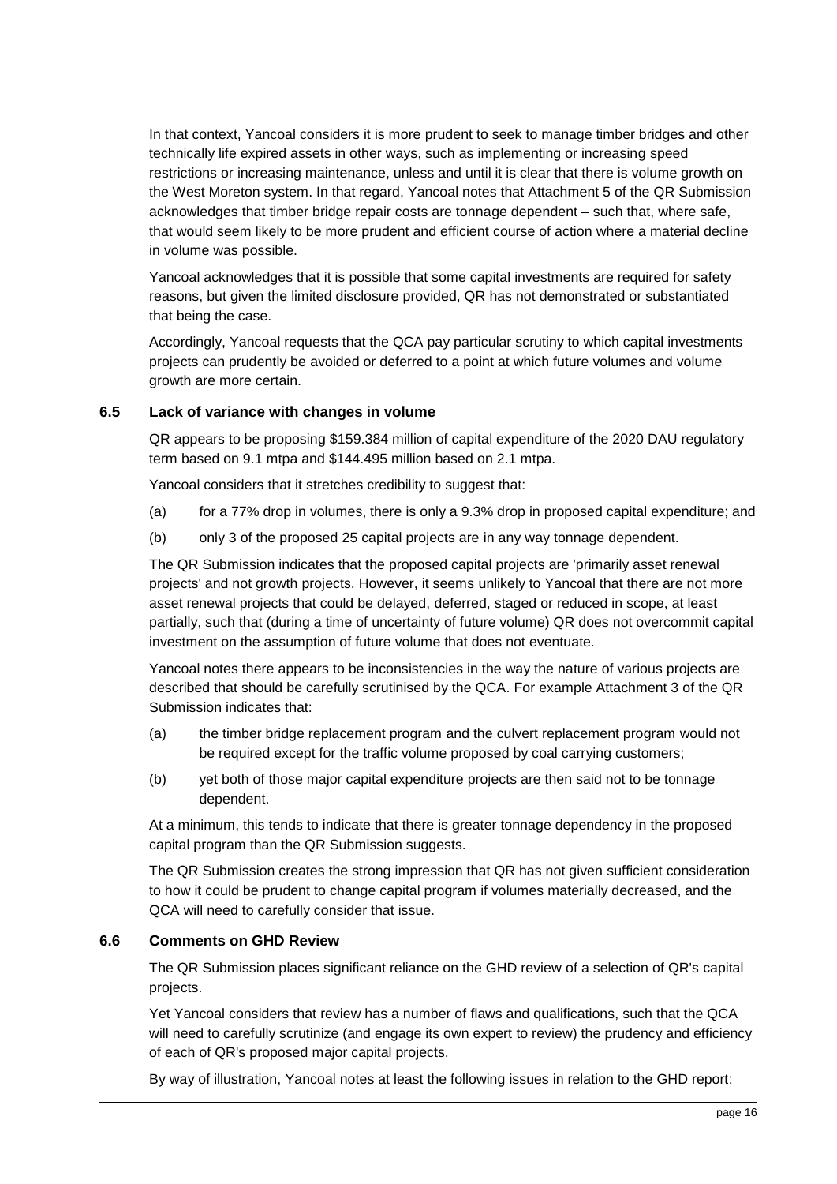In that context, Yancoal considers it is more prudent to seek to manage timber bridges and other technically life expired assets in other ways, such as implementing or increasing speed restrictions or increasing maintenance, unless and until it is clear that there is volume growth on the West Moreton system. In that regard, Yancoal notes that Attachment 5 of the QR Submission acknowledges that timber bridge repair costs are tonnage dependent – such that, where safe, that would seem likely to be more prudent and efficient course of action where a material decline in volume was possible.

Yancoal acknowledges that it is possible that some capital investments are required for safety reasons, but given the limited disclosure provided, QR has not demonstrated or substantiated that being the case.

Accordingly, Yancoal requests that the QCA pay particular scrutiny to which capital investments projects can prudently be avoided or deferred to a point at which future volumes and volume growth are more certain.

### 6.5 Lack of variance with changes in volume

QR appears to be proposing $159.384 million of capital expenditure of the 2020 DAU regulatory term based on 9.1 mtpa and $144.495 million based on 2.1 mtpa.

Yancoal considers that it stretches credibility to suggest that:

(a) for a 77% drop in volumes, there is only a 9.3% drop in proposed capital expenditure; and

(b) only 3 of the proposed 25 capital projects are in any way tonnage dependent.

The QR Submission indicates that the proposed capital projects are 'primarily asset renewal projects' and not growth projects. However, it seems unlikely to Yancoal that there are not more asset renewal projects that could be delayed, deferred, staged or reduced in scope, at least partially, such that (during a time of uncertainty of future volume) QR does not overcommit capital investment on the assumption of future volume that does not eventuate.

Yancoal notes there appears to be inconsistencies in the way the nature of various projects are described that should be carefully scrutinised by the QCA. For example Attachment 3 of the QR Submission indicates that:

(a) the timber bridge replacement program and the culvert replacement program would not be required except for the traffic volume proposed by coal carrying customers;

(b) yet both of those major capital expenditure projects are then said not to be tonnage dependent.

At a minimum, this tends to indicate that there is greater tonnage dependency in the proposed capital program than the QR Submission suggests.

The QR Submission creates the strong impression that QR has not given sufficient consideration to how it could be prudent to change capital program if volumes materially decreased, and the QCA will need to carefully consider that issue.

### 6.6 Comments on GHD Review

The QR Submission places significant reliance on the GHD review of a selection of QR's capital projects.

Yet Yancoal considers that review has a number of flaws and qualifications, such that the QCA will need to carefully scrutinize (and engage its own expert to review) the prudency and efficiency of each of QR's proposed major capital projects.

By way of illustration, Yancoal notes at least the following issues in relation to the GHD report: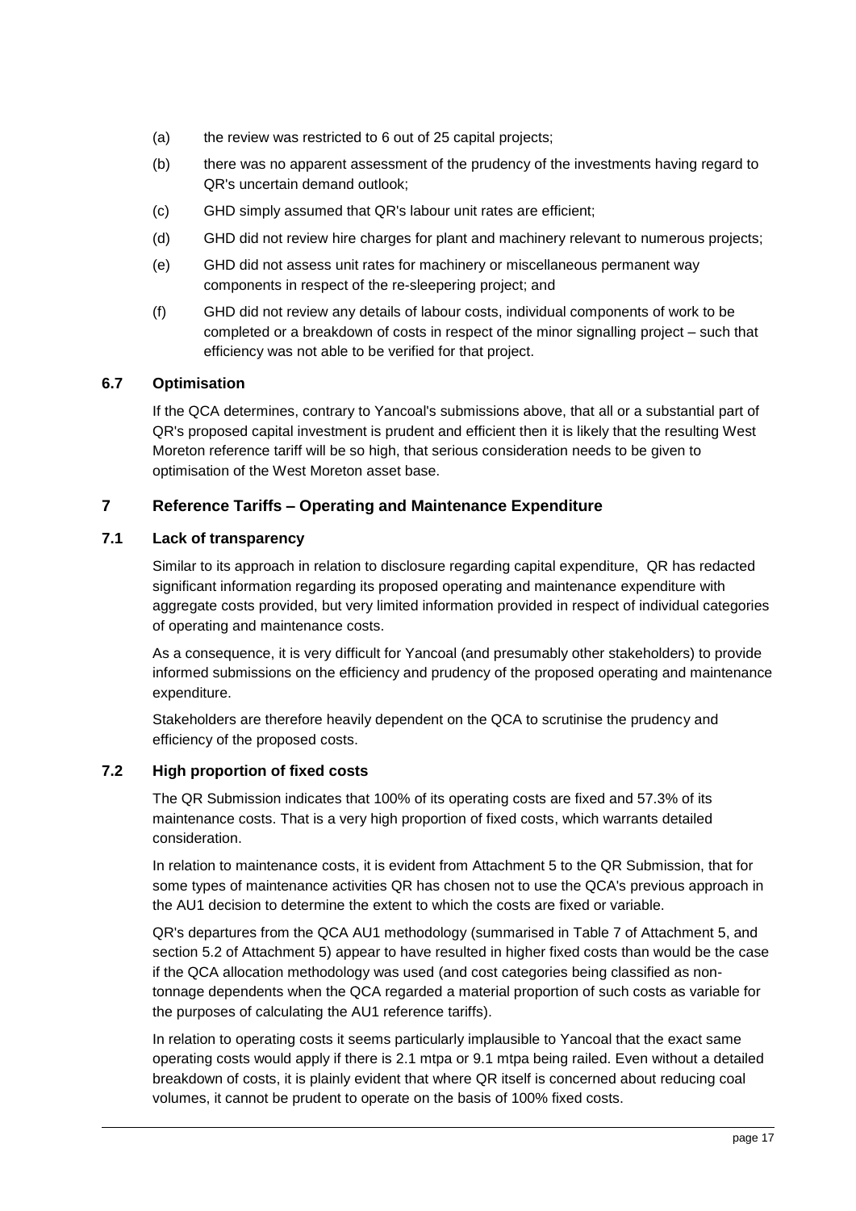(a) the review was restricted to 6 out of 25 capital projects;

(b) there was no apparent assessment of the prudency of the investments having regard to QR's uncertain demand outlook;

(c) GHD simply assumed that QR's labour unit rates are efficient;

(d) GHD did not review hire charges for plant and machinery relevant to numerous projects;

(e) GHD did not assess unit rates for machinery or miscellaneous permanent way components in respect of the re-sleepering project; and

(f) GHD did not review any details of labour costs, individual components of work to be completed or a breakdown of costs in respect of the minor signalling project – such that efficiency was not able to be verified for that project.

### 6.7 Optimisation

If the QCA determines, contrary to Yancoal's submissions above, that all or a substantial part of QR's proposed capital investment is prudent and efficient then it is likely that the resulting West Moreton reference tariff will be so high, that serious consideration needs to be given to optimisation of the West Moreton asset base.

## 7 Reference Tariffs – Operating and Maintenance Expenditure

### 7.1 Lack of transparency

Similar to its approach in relation to disclosure regarding capital expenditure, QR has redacted significant information regarding its proposed operating and maintenance expenditure with aggregate costs provided, but very limited information provided in respect of individual categories of operating and maintenance costs.

As a consequence, it is very difficult for Yancoal (and presumably other stakeholders) to provide informed submissions on the efficiency and prudency of the proposed operating and maintenance expenditure.

Stakeholders are therefore heavily dependent on the QCA to scrutinise the prudency and efficiency of the proposed costs.

### 7.2 High proportion of fixed costs

The QR Submission indicates that 100% of its operating costs are fixed and 57.3% of its maintenance costs. That is a very high proportion of fixed costs, which warrants detailed consideration.

In relation to maintenance costs, it is evident from Attachment 5 to the QR Submission, that for some types of maintenance activities QR has chosen not to use the QCA's previous approach in the AU1 decision to determine the extent to which the costs are fixed or variable.

QR's departures from the QCA AU1 methodology (summarised in Table 7 of Attachment 5, and section 5.2 of Attachment 5) appear to have resulted in higher fixed costs than would be the case if the QCA allocation methodology was used (and cost categories being classified as non-tonnage dependents when the QCA regarded a material proportion of such costs as variable for the purposes of calculating the AU1 reference tariffs).

In relation to operating costs it seems particularly implausible to Yancoal that the exact same operating costs would apply if there is 2.1 mtpa or 9.1 mtpa being railed. Even without a detailed breakdown of costs, it is plainly evident that where QR itself is concerned about reducing coal volumes, it cannot be prudent to operate on the basis of 100% fixed costs.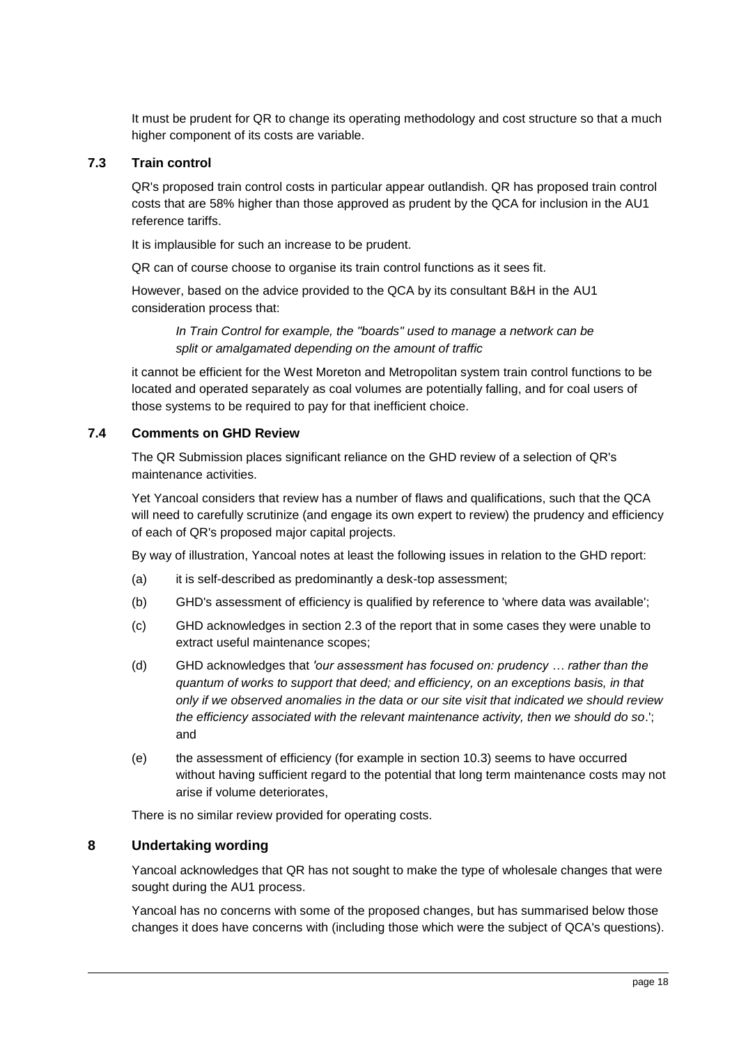It must be prudent for QR to change its operating methodology and cost structure so that a much higher component of its costs are variable.

### 7.3 Train control

QR's proposed train control costs in particular appear outlandish. QR has proposed train control costs that are 58% higher than those approved as prudent by the QCA for inclusion in the AU1 reference tariffs.

It is implausible for such an increase to be prudent.

QR can of course choose to organise its train control functions as it sees fit.

However, based on the advice provided to the QCA by its consultant B&H in the AU1 consideration process that:

> *In Train Control for example, the "boards" used to manage a network can be split or amalgamated depending on the amount of traffic*

it cannot be efficient for the West Moreton and Metropolitan system train control functions to be located and operated separately as coal volumes are potentially falling, and for coal users of those systems to be required to pay for that inefficient choice.

### 7.4 Comments on GHD Review

The QR Submission places significant reliance on the GHD review of a selection of QR's maintenance activities.

Yet Yancoal considers that review has a number of flaws and qualifications, such that the QCA will need to carefully scrutinize (and engage its own expert to review) the prudency and efficiency of each of QR's proposed major capital projects.

By way of illustration, Yancoal notes at least the following issues in relation to the GHD report:

(a) it is self-described as predominantly a desk-top assessment;

(b) GHD's assessment of efficiency is qualified by reference to 'where data was available';

(c) GHD acknowledges in section 2.3 of the report that in some cases they were unable to extract useful maintenance scopes;

(d) GHD acknowledges that *'our assessment has focused on: prudency … rather than the quantum of works to support that deed; and efficiency, on an exceptions basis, in that only if we observed anomalies in the data or our site visit that indicated we should review the efficiency associated with the relevant maintenance activity, then we should do so*.'; and

(e) the assessment of efficiency (for example in section 10.3) seems to have occurred without having sufficient regard to the potential that long term maintenance costs may not arise if volume deteriorates,

There is no similar review provided for operating costs.

## 8 Undertaking wording

Yancoal acknowledges that QR has not sought to make the type of wholesale changes that were sought during the AU1 process.

Yancoal has no concerns with some of the proposed changes, but has summarised below those changes it does have concerns with (including those which were the subject of QCA's questions).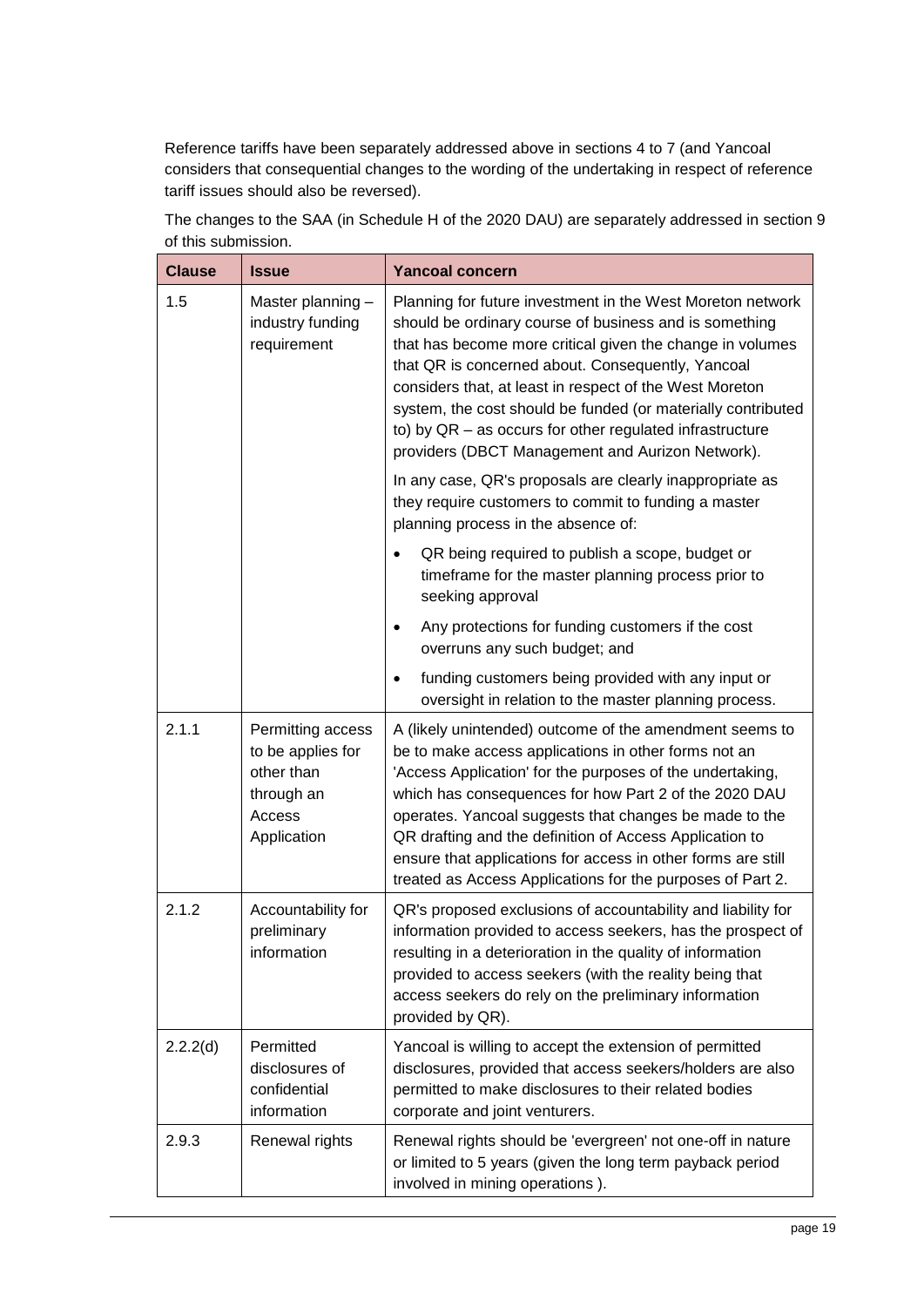Reference tariffs have been separately addressed above in sections 4 to 7 (and Yancoal considers that consequential changes to the wording of the undertaking in respect of reference tariff issues should also be reversed).

The changes to the SAA (in Schedule H of the 2020 DAU) are separately addressed in section 9 of this submission.

| Clause | Issue | Yancoal concern |
| --- | --- | --- |
| 1.5 | Master planning – industry funding requirement | Planning for future investment in the West Moreton network should be ordinary course of business and is something that has become more critical given the change in volumes that QR is concerned about. Consequently, Yancoal considers that, at least in respect of the West Moreton system, the cost should be funded (or materially contributed to) by QR – as occurs for other regulated infrastructure providers (DBCT Management and Aurizon Network).<br><br>In any case, QR's proposals are clearly inappropriate as they require customers to commit to funding a master planning process in the absence of:<br><br>• QR being required to publish a scope, budget or timeframe for the master planning process prior to seeking approval<br>• Any protections for funding customers if the cost overruns any such budget; and<br>• funding customers being provided with any input or oversight in relation to the master planning process. |
| 2.1.1 | Permitting access to be applies for other than through an Access Application | A (likely unintended) outcome of the amendment seems to be to make access applications in other forms not an 'Access Application' for the purposes of the undertaking, which has consequences for how Part 2 of the 2020 DAU operates. Yancoal suggests that changes be made to the QR drafting and the definition of Access Application to ensure that applications for access in other forms are still treated as Access Applications for the purposes of Part 2. |
| 2.1.2 | Accountability for preliminary information | QR's proposed exclusions of accountability and liability for information provided to access seekers, has the prospect of resulting in a deterioration in the quality of information provided to access seekers (with the reality being that access seekers do rely on the preliminary information provided by QR). |
| 2.2.2(d) | Permitted disclosures of confidential information | Yancoal is willing to accept the extension of permitted disclosures, provided that access seekers/holders are also permitted to make disclosures to their related bodies corporate and joint venturers. |
| 2.9.3 | Renewal rights | Renewal rights should be 'evergreen' not one-off in nature or limited to 5 years (given the long term payback period involved in mining operations ). |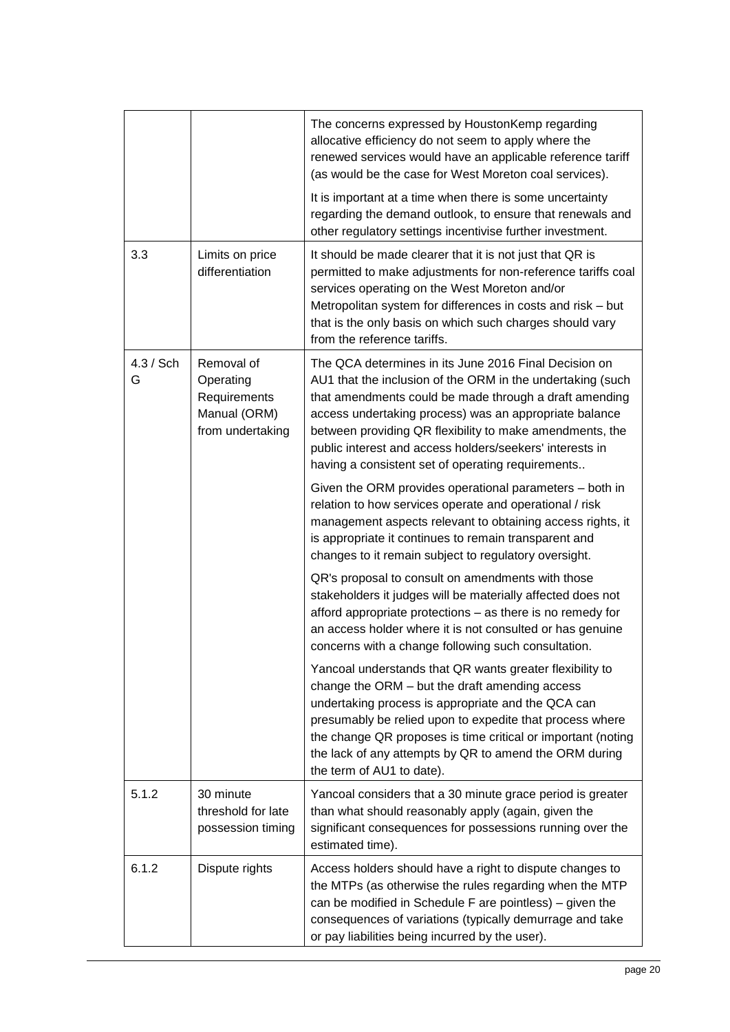| | | |
|---|---|---|
| | | The concerns expressed by HoustonKemp regarding allocative efficiency do not seem to apply where the renewed services would have an applicable reference tariff (as would be the case for West Moreton coal services).<br><br>It is important at a time when there is some uncertainty regarding the demand outlook, to ensure that renewals and other regulatory settings incentivise further investment. |
| 3.3 | Limits on price differentiation | It should be made clearer that it is not just that QR is permitted to make adjustments for non-reference tariffs coal services operating on the West Moreton and/or Metropolitan system for differences in costs and risk – but that is the only basis on which such charges should vary from the reference tariffs. |
| 4.3 / Sch G | Removal of Operating Requirements Manual (ORM) from undertaking | The QCA determines in its June 2016 Final Decision on AU1 that the inclusion of the ORM in the undertaking (such that amendments could be made through a draft amending access undertaking process) was an appropriate balance between providing QR flexibility to make amendments, the public interest and access holders/seekers' interests in having a consistent set of operating requirements..<br><br>Given the ORM provides operational parameters – both in relation to how services operate and operational / risk management aspects relevant to obtaining access rights, it is appropriate it continues to remain transparent and changes to it remain subject to regulatory oversight.<br><br>QR's proposal to consult on amendments with those stakeholders it judges will be materially affected does not afford appropriate protections – as there is no remedy for an access holder where it is not consulted or has genuine concerns with a change following such consultation.<br><br>Yancoal understands that QR wants greater flexibility to change the ORM – but the draft amending access undertaking process is appropriate and the QCA can presumably be relied upon to expedite that process where the change QR proposes is time critical or important (noting the lack of any attempts by QR to amend the ORM during the term of AU1 to date). |
| 5.1.2 | 30 minute threshold for late possession timing | Yancoal considers that a 30 minute grace period is greater than what should reasonably apply (again, given the significant consequences for possessions running over the estimated time). |
| 6.1.2 | Dispute rights | Access holders should have a right to dispute changes to the MTPs (as otherwise the rules regarding when the MTP can be modified in Schedule F are pointless) – given the consequences of variations (typically demurrage and take or pay liabilities being incurred by the user). |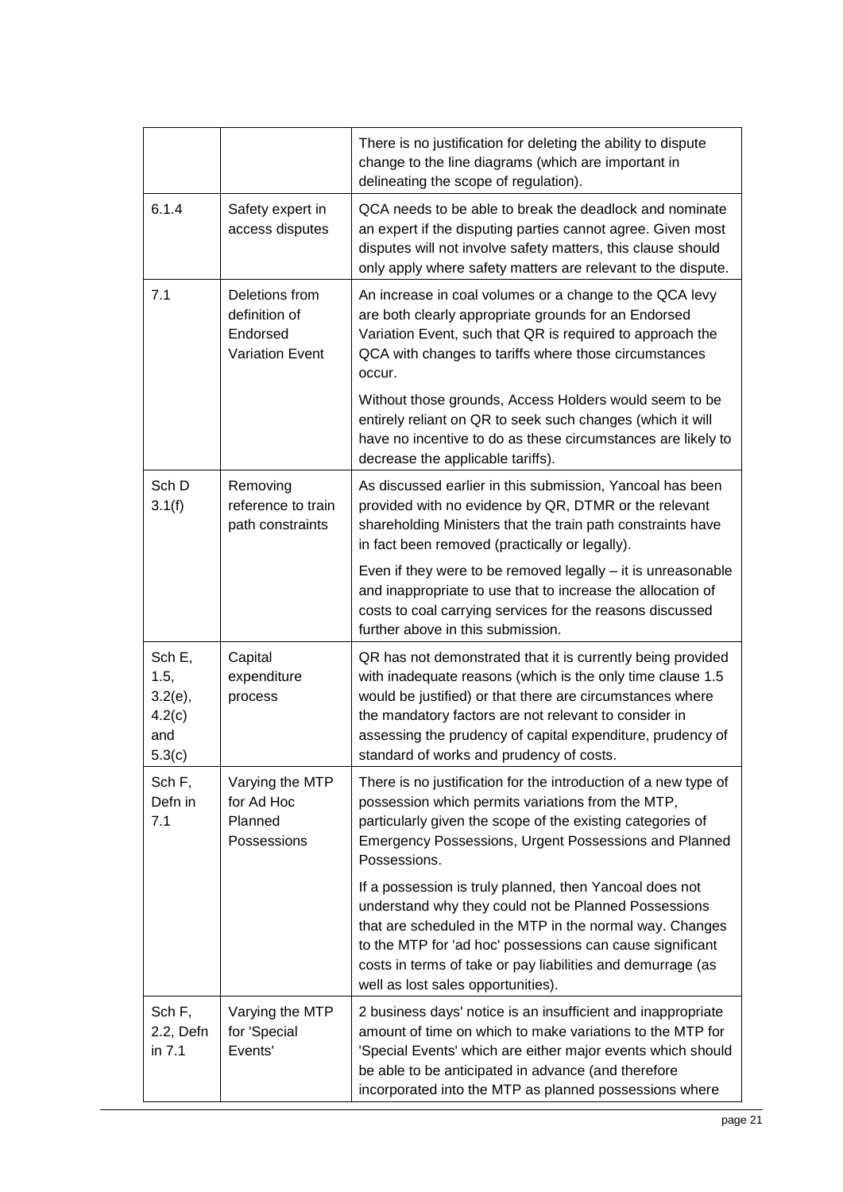| | | |
|---|---|---|
| | | There is no justification for deleting the ability to dispute change to the line diagrams (which are important in delineating the scope of regulation). |
| 6.1.4 | Safety expert in access disputes | QCA needs to be able to break the deadlock and nominate an expert if the disputing parties cannot agree. Given most disputes will not involve safety matters, this clause should only apply where safety matters are relevant to the dispute. |
| 7.1 | Deletions from definition of Endorsed Variation Event | An increase in coal volumes or a change to the QCA levy are both clearly appropriate grounds for an Endorsed Variation Event, such that QR is required to approach the QCA with changes to tariffs where those circumstances occur.<br><br>Without those grounds, Access Holders would seem to be entirely reliant on QR to seek such changes (which it will have no incentive to do as these circumstances are likely to decrease the applicable tariffs). |
| Sch D 3.1(f) | Removing reference to train path constraints | As discussed earlier in this submission, Yancoal has been provided with no evidence by QR, DTMR or the relevant shareholding Ministers that the train path constraints have in fact been removed (practically or legally).<br><br>Even if they were to be removed legally – it is unreasonable and inappropriate to use that to increase the allocation of costs to coal carrying services for the reasons discussed further above in this submission. |
| Sch E, 1.5, 3.2(e), 4.2(c) and 5.3(c) | Capital expenditure process | QR has not demonstrated that it is currently being provided with inadequate reasons (which is the only time clause 1.5 would be justified) or that there are circumstances where the mandatory factors are not relevant to consider in assessing the prudency of capital expenditure, prudency of standard of works and prudency of costs. |
| Sch F, Defn in 7.1 | Varying the MTP for Ad Hoc Planned Possessions | There is no justification for the introduction of a new type of possession which permits variations from the MTP, particularly given the scope of the existing categories of Emergency Possessions, Urgent Possessions and Planned Possessions.<br><br>If a possession is truly planned, then Yancoal does not understand why they could not be Planned Possessions that are scheduled in the MTP in the normal way. Changes to the MTP for 'ad hoc' possessions can cause significant costs in terms of take or pay liabilities and demurrage (as well as lost sales opportunities). |
| Sch F, 2.2, Defn in 7.1 | Varying the MTP for 'Special Events' | 2 business days' notice is an insufficient and inappropriate amount of time on which to make variations to the MTP for 'Special Events' which are either major events which should be able to be anticipated in advance (and therefore incorporated into the MTP as planned possessions where |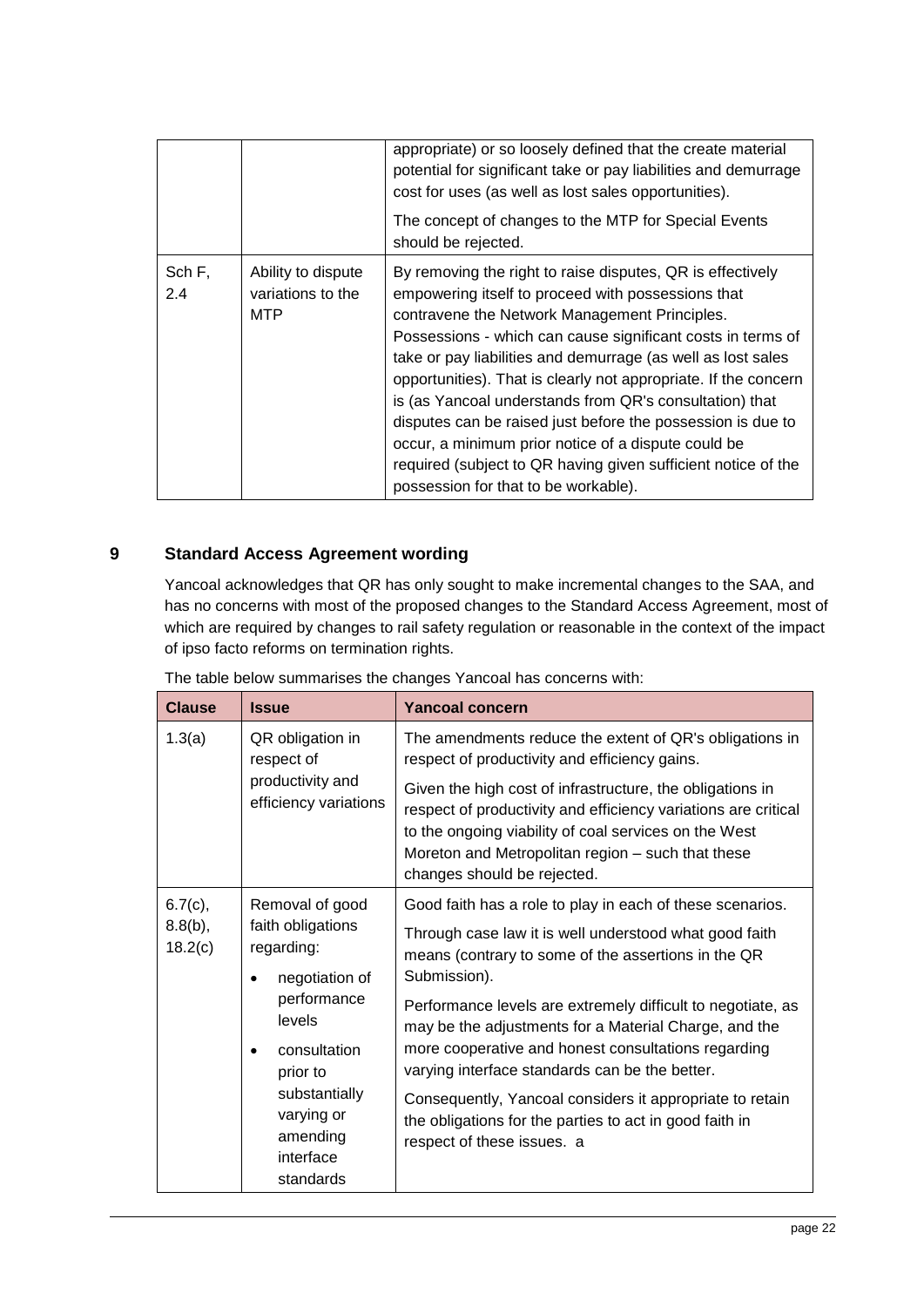| | | |
|---|---|---|
| | | appropriate) or so loosely defined that the create material potential for significant take or pay liabilities and demurrage cost for uses (as well as lost sales opportunities).<br><br>The concept of changes to the MTP for Special Events should be rejected. |
| Sch F, 2.4 | Ability to dispute variations to the MTP | By removing the right to raise disputes, QR is effectively empowering itself to proceed with possessions that contravene the Network Management Principles. Possessions - which can cause significant costs in terms of take or pay liabilities and demurrage (as well as lost sales opportunities). That is clearly not appropriate. If the concern is (as Yancoal understands from QR's consultation) that disputes can be raised just before the possession is due to occur, a minimum prior notice of a dispute could be required (subject to QR having given sufficient notice of the possession for that to be workable). |

## 9 Standard Access Agreement wording

Yancoal acknowledges that QR has only sought to make incremental changes to the SAA, and has no concerns with most of the proposed changes to the Standard Access Agreement, most of which are required by changes to rail safety regulation or reasonable in the context of the impact of ipso facto reforms on termination rights.

The table below summarises the changes Yancoal has concerns with:

| Clause | Issue | Yancoal concern |
|---|---|---|
| 1.3(a) | QR obligation in respect of productivity and efficiency variations | The amendments reduce the extent of QR's obligations in respect of productivity and efficiency gains.<br><br>Given the high cost of infrastructure, the obligations in respect of productivity and efficiency variations are critical to the ongoing viability of coal services on the West Moreton and Metropolitan region – such that these changes should be rejected. |
| 6.7(c), 8.8(b), 18.2(c) | Removal of good faith obligations regarding:<br>• negotiation of performance levels<br>• consultation prior to substantially varying or amending interface standards | Good faith has a role to play in each of these scenarios.<br><br>Through case law it is well understood what good faith means (contrary to some of the assertions in the QR Submission).<br><br>Performance levels are extremely difficult to negotiate, as may be the adjustments for a Material Charge, and the more cooperative and honest consultations regarding varying interface standards can be the better.<br><br>Consequently, Yancoal considers it appropriate to retain the obligations for the parties to act in good faith in respect of these issues. a |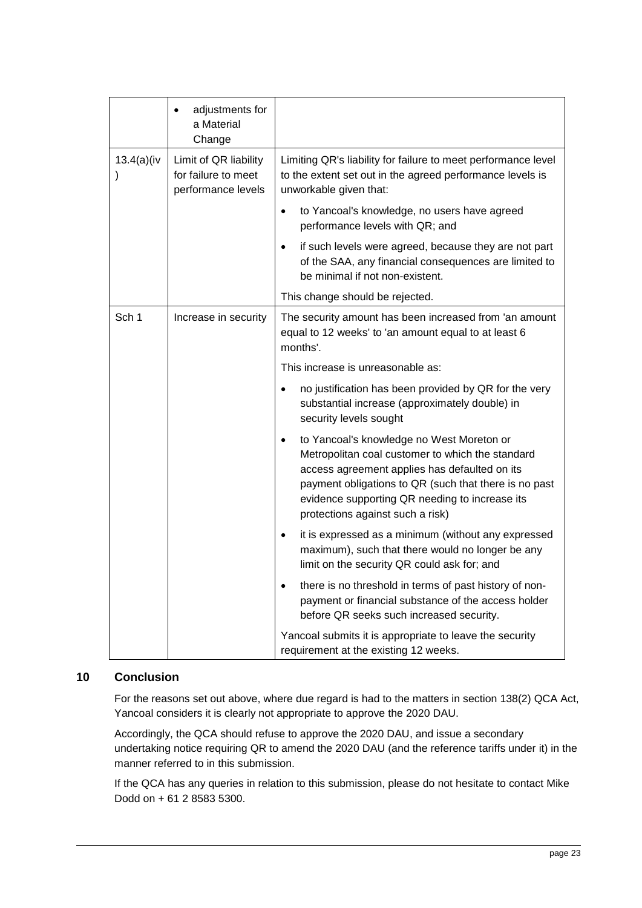| | | |
|---|---|---|
| | • adjustments for a Material Change | |
| 13.4(a)(iv) | Limit of QR liability for failure to meet performance levels | Limiting QR's liability for failure to meet performance level to the extent set out in the agreed performance levels is unworkable given that:<br>• to Yancoal's knowledge, no users have agreed performance levels with QR; and<br>• if such levels were agreed, because they are not part of the SAA, any financial consequences are limited to be minimal if not non-existent.<br>This change should be rejected. |
| Sch 1 | Increase in security | The security amount has been increased from 'an amount equal to 12 weeks' to 'an amount equal to at least 6 months'.<br>This increase is unreasonable as:<br>• no justification has been provided by QR for the very substantial increase (approximately double) in security levels sought<br>• to Yancoal's knowledge no West Moreton or Metropolitan coal customer to which the standard access agreement applies has defaulted on its payment obligations to QR (such that there is no past evidence supporting QR needing to increase its protections against such a risk)<br>• it is expressed as a minimum (without any expressed maximum), such that there would no longer be any limit on the security QR could ask for; and<br>• there is no threshold in terms of past history of non-payment or financial substance of the access holder before QR seeks such increased security.<br>Yancoal submits it is appropriate to leave the security requirement at the existing 12 weeks. |

## 10 Conclusion

For the reasons set out above, where due regard is had to the matters in section 138(2) QCA Act, Yancoal considers it is clearly not appropriate to approve the 2020 DAU.

Accordingly, the QCA should refuse to approve the 2020 DAU, and issue a secondary undertaking notice requiring QR to amend the 2020 DAU (and the reference tariffs under it) in the manner referred to in this submission.

If the QCA has any queries in relation to this submission, please do not hesitate to contact Mike Dodd on + 61 2 8583 5300.